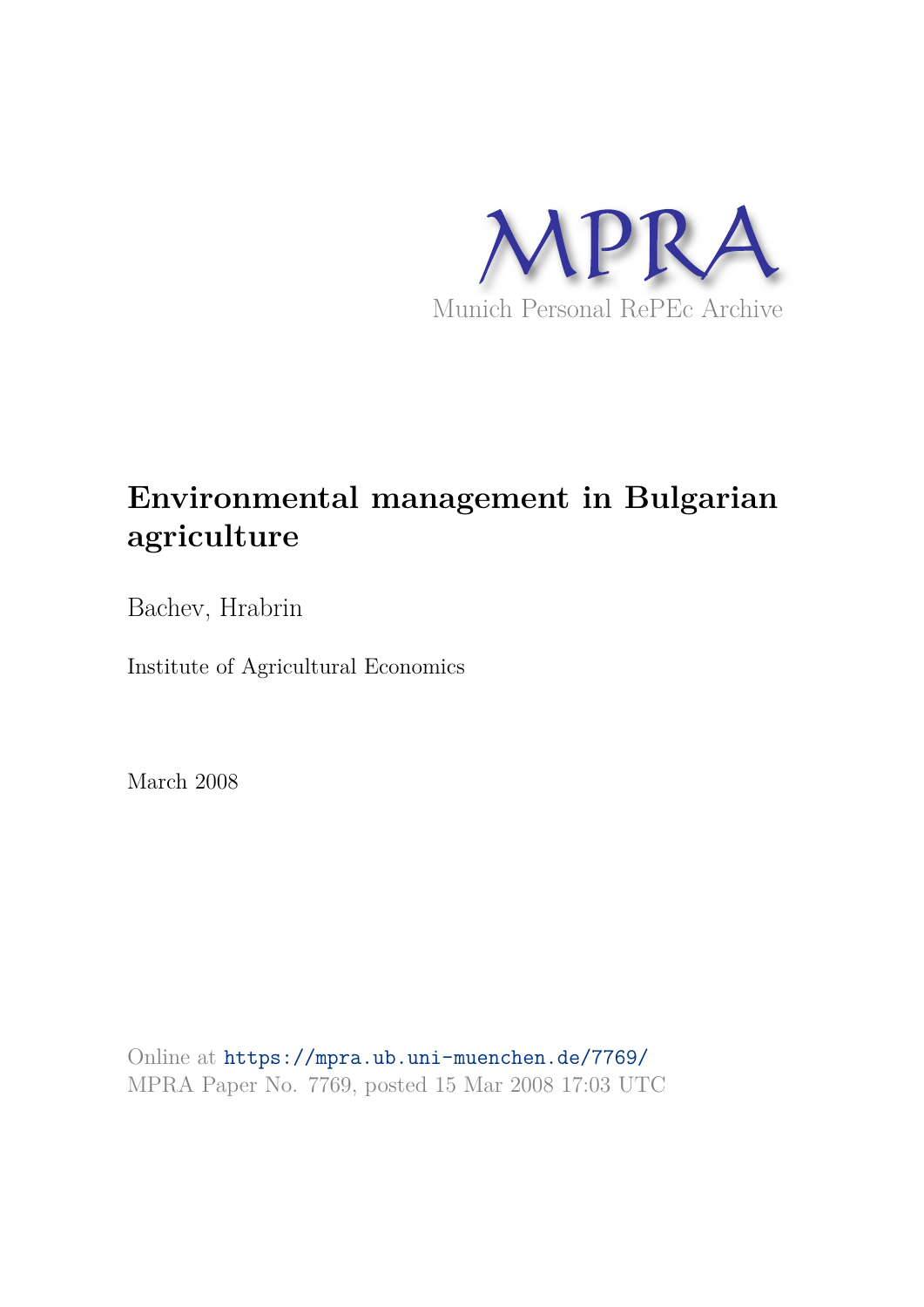MPRA

Munich Personal RePEc Archive

# Environmental management in Bulgarian agriculture

Bachev, Hrabrin

Institute of Agricultural Economics

March 2008

Online at https://mpra.ub.uni-muenchen.de/7769/
MPRA Paper No. 7769, posted 15 Mar 2008 17:03 UTC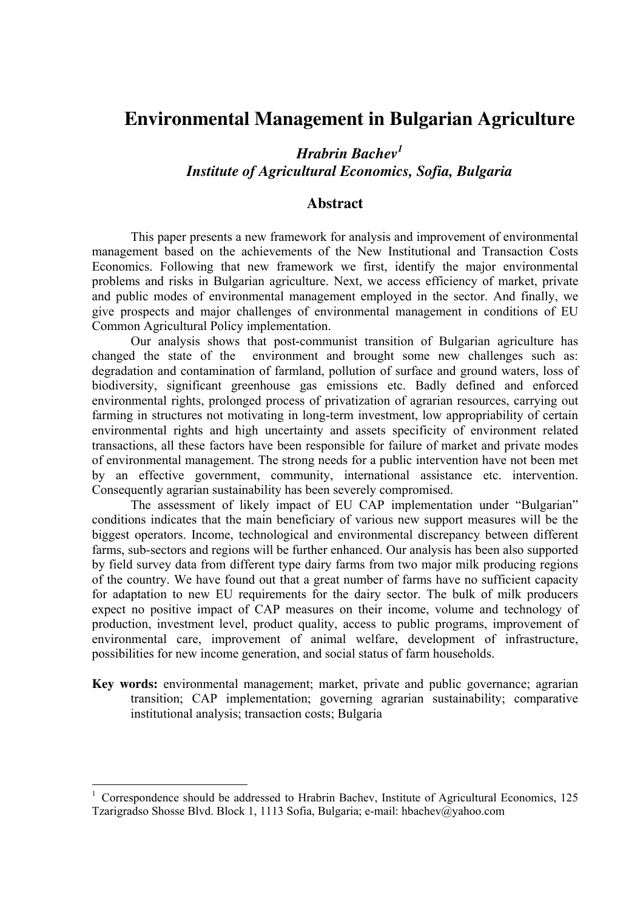# Environmental Management in Bulgarian Agriculture

***Hrabrin Bachev*[1]**
***Institute of Agricultural Economics, Sofia, Bulgaria***

## Abstract

This paper presents a new framework for analysis and improvement of environmental management based on the achievements of the New Institutional and Transaction Costs Economics. Following that new framework we first, identify the major environmental problems and risks in Bulgarian agriculture. Next, we access efficiency of market, private and public modes of environmental management employed in the sector. And finally, we give prospects and major challenges of environmental management in conditions of EU Common Agricultural Policy implementation.

Our analysis shows that post-communist transition of Bulgarian agriculture has changed the state of the environment and brought some new challenges such as: degradation and contamination of farmland, pollution of surface and ground waters, loss of biodiversity, significant greenhouse gas emissions etc. Badly defined and enforced environmental rights, prolonged process of privatization of agrarian resources, carrying out farming in structures not motivating in long-term investment, low appropriability of certain environmental rights and high uncertainty and assets specificity of environment related transactions, all these factors have been responsible for failure of market and private modes of environmental management. The strong needs for a public intervention have not been met by an effective government, community, international assistance etc. intervention. Consequently agrarian sustainability has been severely compromised.

The assessment of likely impact of EU CAP implementation under "Bulgarian" conditions indicates that the main beneficiary of various new support measures will be the biggest operators. Income, technological and environmental discrepancy between different farms, sub-sectors and regions will be further enhanced. Our analysis has been also supported by field survey data from different type dairy farms from two major milk producing regions of the country. We have found out that a great number of farms have no sufficient capacity for adaptation to new EU requirements for the dairy sector. The bulk of milk producers expect no positive impact of CAP measures on their income, volume and technology of production, investment level, product quality, access to public programs, improvement of environmental care, improvement of animal welfare, development of infrastructure, possibilities for new income generation, and social status of farm households.

**Key words:** environmental management; market, private and public governance; agrarian transition; CAP implementation; governing agrarian sustainability; comparative institutional analysis; transaction costs; Bulgaria

---

[1] Correspondence should be addressed to Hrabrin Bachev, Institute of Agricultural Economics, 125 Tzarigradso Shosse Blvd. Block 1, 1113 Sofia, Bulgaria; e-mail: hbachev@yahoo.com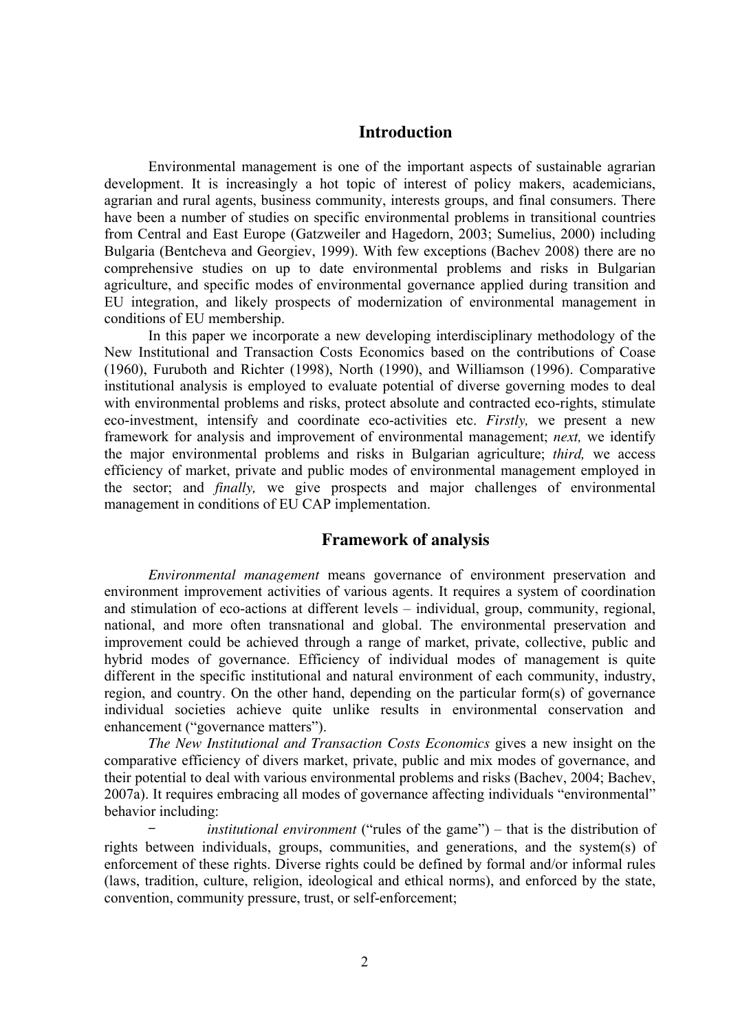## Introduction

Environmental management is one of the important aspects of sustainable agrarian development. It is increasingly a hot topic of interest of policy makers, academicians, agrarian and rural agents, business community, interests groups, and final consumers. There have been a number of studies on specific environmental problems in transitional countries from Central and East Europe (Gatzweiler and Hagedorn, 2003; Sumelius, 2000) including Bulgaria (Bentcheva and Georgiev, 1999). With few exceptions (Bachev 2008) there are no comprehensive studies on up to date environmental problems and risks in Bulgarian agriculture, and specific modes of environmental governance applied during transition and EU integration, and likely prospects of modernization of environmental management in conditions of EU membership.

In this paper we incorporate a new developing interdisciplinary methodology of the New Institutional and Transaction Costs Economics based on the contributions of Coase (1960), Furuboth and Richter (1998), North (1990), and Williamson (1996). Comparative institutional analysis is employed to evaluate potential of diverse governing modes to deal with environmental problems and risks, protect absolute and contracted eco-rights, stimulate eco-investment, intensify and coordinate eco-activities etc. *Firstly,* we present a new framework for analysis and improvement of environmental management; *next,* we identify the major environmental problems and risks in Bulgarian agriculture; *third,* we access efficiency of market, private and public modes of environmental management employed in the sector; and *finally,* we give prospects and major challenges of environmental management in conditions of EU CAP implementation.

## Framework of analysis

*Environmental management* means governance of environment preservation and environment improvement activities of various agents. It requires a system of coordination and stimulation of eco-actions at different levels – individual, group, community, regional, national, and more often transnational and global. The environmental preservation and improvement could be achieved through a range of market, private, collective, public and hybrid modes of governance. Efficiency of individual modes of management is quite different in the specific institutional and natural environment of each community, industry, region, and country. On the other hand, depending on the particular form(s) of governance individual societies achieve quite unlike results in environmental conservation and enhancement ("governance matters").

*The New Institutional and Transaction Costs Economics* gives a new insight on the comparative efficiency of divers market, private, public and mix modes of governance, and their potential to deal with various environmental problems and risks (Bachev, 2004; Bachev, 2007a). It requires embracing all modes of governance affecting individuals "environmental" behavior including:

- *institutional environment* ("rules of the game") – that is the distribution of rights between individuals, groups, communities, and generations, and the system(s) of enforcement of these rights. Diverse rights could be defined by formal and/or informal rules (laws, tradition, culture, religion, ideological and ethical norms), and enforced by the state, convention, community pressure, trust, or self-enforcement;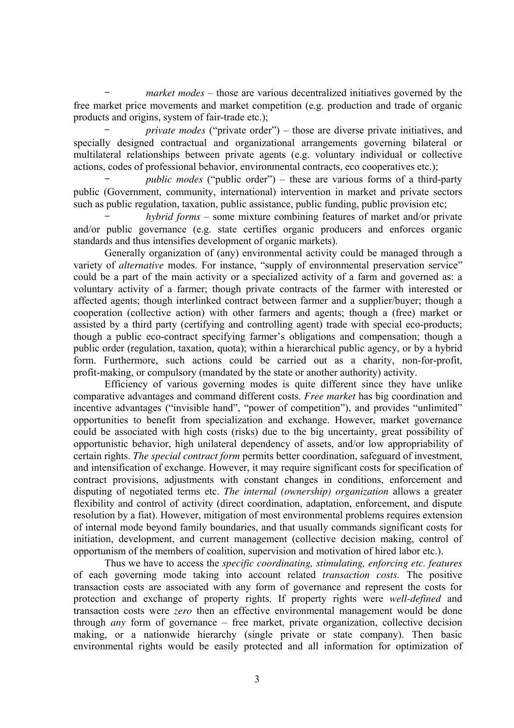- *market modes* – those are various decentralized initiatives governed by the free market price movements and market competition (e.g. production and trade of organic products and origins, system of fair-trade etc.);
- *private modes* ("private order") – those are diverse private initiatives, and specially designed contractual and organizational arrangements governing bilateral or multilateral relationships between private agents (e.g. voluntary individual or collective actions, codes of professional behavior, environmental contracts, eco cooperatives etc.);
- *public modes* ("public order") – these are various forms of a third-party public (Government, community, international) intervention in market and private sectors such as public regulation, taxation, public assistance, public funding, public provision etc;
- *hybrid forms* – some mixture combining features of market and/or private and/or public governance (e.g. state certifies organic producers and enforces organic standards and thus intensifies development of organic markets).

Generally organization of (any) environmental activity could be managed through a variety of *alternative* modes. For instance, "supply of environmental preservation service" could be a part of the main activity or a specialized activity of a farm and governed as: a voluntary activity of a farmer; though private contracts of the farmer with interested or affected agents; though interlinked contract between farmer and a supplier/buyer; though a cooperation (collective action) with other farmers and agents; though a (free) market or assisted by a third party (certifying and controlling agent) trade with special eco-products; though a public eco-contract specifying farmer's obligations and compensation; though a public order (regulation, taxation, quota); within a hierarchical public agency, or by a hybrid form. Furthermore, such actions could be carried out as a charity, non-for-profit, profit-making, or compulsory (mandated by the state or another authority) activity.

Efficiency of various governing modes is quite different since they have unlike comparative advantages and command different costs. *Free market* has big coordination and incentive advantages ("invisible hand", "power of competition"), and provides "unlimited" opportunities to benefit from specialization and exchange. However, market governance could be associated with high costs (risks) due to the big uncertainty, great possibility of opportunistic behavior, high unilateral dependency of assets, and/or low appropriability of certain rights. *The special contract form* permits better coordination, safeguard of investment, and intensification of exchange. However, it may require significant costs for specification of contract provisions, adjustments with constant changes in conditions, enforcement and disputing of negotiated terms etc. *The internal (ownership) organization* allows a greater flexibility and control of activity (direct coordination, adaptation, enforcement, and dispute resolution by a fiat). However, mitigation of most environmental problems requires extension of internal mode beyond family boundaries, and that usually commands significant costs for initiation, development, and current management (collective decision making, control of opportunism of the members of coalition, supervision and motivation of hired labor etc.).

Thus we have to access the *specific coordinating, stimulating, enforcing etc. features* of each governing mode taking into account related *transaction costs.* The positive transaction costs are associated with any form of governance and represent the costs for protection and exchange of property rights. If property rights were *well-defined* and transaction costs were *zero* then an effective environmental management would be done through *any* form of governance – free market, private organization, collective decision making, or a nationwide hierarchy (single private or state company). Then basic environmental rights would be easily protected and all information for optimization of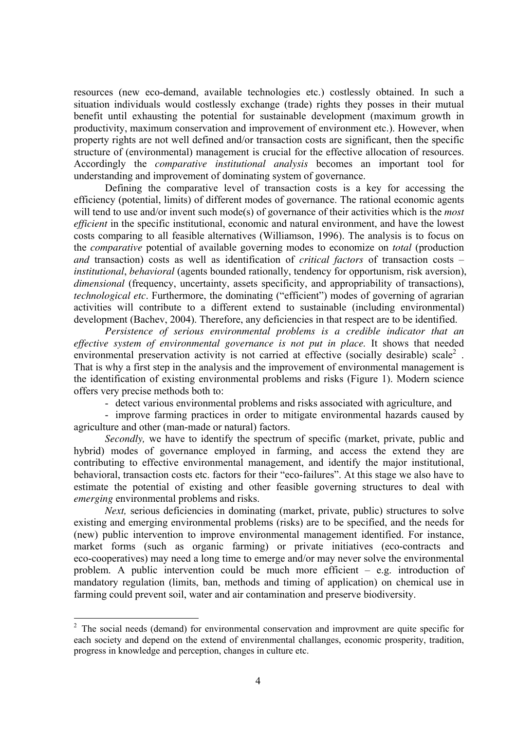resources (new eco-demand, available technologies etc.) costlessly obtained. In such a situation individuals would costlessly exchange (trade) rights they posses in their mutual benefit until exhausting the potential for sustainable development (maximum growth in productivity, maximum conservation and improvement of environment etc.). However, when property rights are not well defined and/or transaction costs are significant, then the specific structure of (environmental) management is crucial for the effective allocation of resources. Accordingly the *comparative institutional analysis* becomes an important tool for understanding and improvement of dominating system of governance.

Defining the comparative level of transaction costs is a key for accessing the efficiency (potential, limits) of different modes of governance. The rational economic agents will tend to use and/or invent such mode(s) of governance of their activities which is the *most efficient* in the specific institutional, economic and natural environment, and have the lowest costs comparing to all feasible alternatives (Williamson, 1996). The analysis is to focus on the *comparative* potential of available governing modes to economize on *total* (production *and* transaction) costs as well as identification of *critical factors* of transaction costs – *institutional*, *behavioral* (agents bounded rationally, tendency for opportunism, risk aversion), *dimensional* (frequency, uncertainty, assets specificity, and appropriability of transactions), *technological etc*. Furthermore, the dominating ("efficient") modes of governing of agrarian activities will contribute to a different extend to sustainable (including environmental) development (Bachev, 2004). Therefore, any deficiencies in that respect are to be identified.

*Persistence of serious environmental problems is a credible indicator that an effective system of environmental governance is not put in place.* It shows that needed environmental preservation activity is not carried at effective (socially desirable) scale[2] . That is why a first step in the analysis and the improvement of environmental management is the identification of existing environmental problems and risks (Figure 1). Modern science offers very precise methods both to:

- detect various environmental problems and risks associated with agriculture, and
- improve farming practices in order to mitigate environmental hazards caused by agriculture and other (man-made or natural) factors.

*Secondly,* we have to identify the spectrum of specific (market, private, public and hybrid) modes of governance employed in farming, and access the extend they are contributing to effective environmental management, and identify the major institutional, behavioral, transaction costs etc. factors for their "eco-failures". At this stage we also have to estimate the potential of existing and other feasible governing structures to deal with *emerging* environmental problems and risks.

*Next,* serious deficiencies in dominating (market, private, public) structures to solve existing and emerging environmental problems (risks) are to be specified, and the needs for (new) public intervention to improve environmental management identified. For instance, market forms (such as organic farming) or private initiatives (eco-contracts and eco-cooperatives) may need a long time to emerge and/or may never solve the environmental problem. A public intervention could be much more efficient – e.g. introduction of mandatory regulation (limits, ban, methods and timing of application) on chemical use in farming could prevent soil, water and air contamination and preserve biodiversity.

---

[2] The social needs (demand) for environmental conservation and improvment are quite specific for each society and depend on the extend of envirenmental challanges, economic prosperity, tradition, progress in knowledge and perception, changes in culture etc.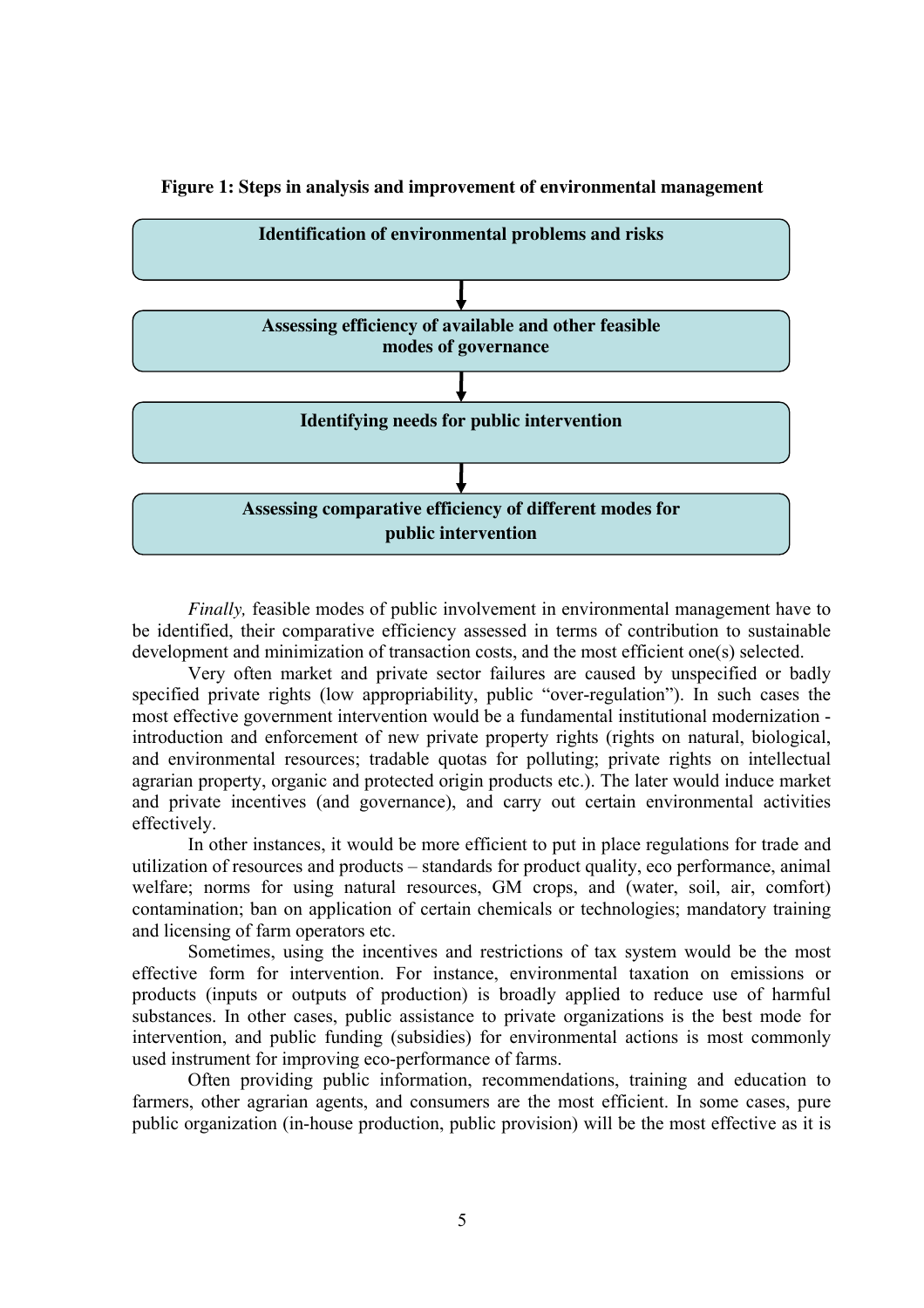**Figure 1: Steps in analysis and improvement of environmental management**

Identification of environmental problems and risks

↓

Assessing efficiency of available and other feasible modes of governance

↓

Identifying needs for public intervention

↓

Assessing comparative efficiency of different modes for public intervention

*Finally,* feasible modes of public involvement in environmental management have to be identified, their comparative efficiency assessed in terms of contribution to sustainable development and minimization of transaction costs, and the most efficient one(s) selected.

Very often market and private sector failures are caused by unspecified or badly specified private rights (low appropriability, public "over-regulation"). In such cases the most effective government intervention would be a fundamental institutional modernization - introduction and enforcement of new private property rights (rights on natural, biological, and environmental resources; tradable quotas for polluting; private rights on intellectual agrarian property, organic and protected origin products etc.). The later would induce market and private incentives (and governance), and carry out certain environmental activities effectively.

In other instances, it would be more efficient to put in place regulations for trade and utilization of resources and products – standards for product quality, eco performance, animal welfare; norms for using natural resources, GM crops, and (water, soil, air, comfort) contamination; ban on application of certain chemicals or technologies; mandatory training and licensing of farm operators etc.

Sometimes, using the incentives and restrictions of tax system would be the most effective form for intervention. For instance, environmental taxation on emissions or products (inputs or outputs of production) is broadly applied to reduce use of harmful substances. In other cases, public assistance to private organizations is the best mode for intervention, and public funding (subsidies) for environmental actions is most commonly used instrument for improving eco-performance of farms.

Often providing public information, recommendations, training and education to farmers, other agrarian agents, and consumers are the most efficient. In some cases, pure public organization (in-house production, public provision) will be the most effective as it is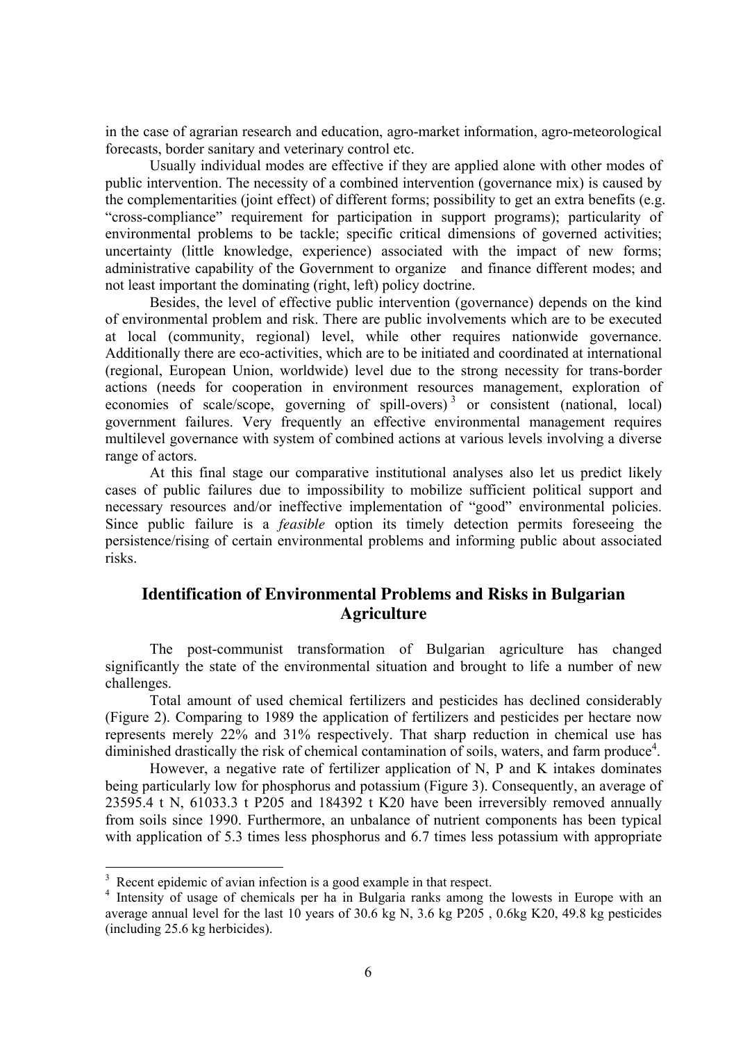in the case of agrarian research and education, agro-market information, agro-meteorological forecasts, border sanitary and veterinary control etc.

Usually individual modes are effective if they are applied alone with other modes of public intervention. The necessity of a combined intervention (governance mix) is caused by the complementarities (joint effect) of different forms; possibility to get an extra benefits (e.g. "cross-compliance" requirement for participation in support programs); particularity of environmental problems to be tackle; specific critical dimensions of governed activities; uncertainty (little knowledge, experience) associated with the impact of new forms; administrative capability of the Government to organize and finance different modes; and not least important the dominating (right, left) policy doctrine.

Besides, the level of effective public intervention (governance) depends on the kind of environmental problem and risk. There are public involvements which are to be executed at local (community, regional) level, while other requires nationwide governance. Additionally there are eco-activities, which are to be initiated and coordinated at international (regional, European Union, worldwide) level due to the strong necessity for trans-border actions (needs for cooperation in environment resources management, exploration of economies of scale/scope, governing of spill-overs)[3] or consistent (national, local) government failures. Very frequently an effective environmental management requires multilevel governance with system of combined actions at various levels involving a diverse range of actors.

At this final stage our comparative institutional analyses also let us predict likely cases of public failures due to impossibility to mobilize sufficient political support and necessary resources and/or ineffective implementation of "good" environmental policies. Since public failure is a *feasible* option its timely detection permits foreseeing the persistence/rising of certain environmental problems and informing public about associated risks.

## Identification of Environmental Problems and Risks in Bulgarian Agriculture

The post-communist transformation of Bulgarian agriculture has changed significantly the state of the environmental situation and brought to life a number of new challenges.

Total amount of used chemical fertilizers and pesticides has declined considerably (Figure 2). Comparing to 1989 the application of fertilizers and pesticides per hectare now represents merely 22% and 31% respectively. That sharp reduction in chemical use has diminished drastically the risk of chemical contamination of soils, waters, and farm produce[4].

However, a negative rate of fertilizer application of N, P and K intakes dominates being particularly low for phosphorus and potassium (Figure 3). Consequently, an average of 23595.4 t N, 61033.3 t P205 and 184392 t K20 have been irreversibly removed annually from soils since 1990. Furthermore, an unbalance of nutrient components has been typical with application of 5.3 times less phosphorus and 6.7 times less potassium with appropriate

---

[3] Recent epidemic of avian infection is a good example in that respect.

[4] Intensity of usage of chemicals per ha in Bulgaria ranks among the lowests in Europe with an average annual level for the last 10 years of 30.6 kg N, 3.6 kg P205 , 0.6kg K20, 49.8 kg pesticides (including 25.6 kg herbicides).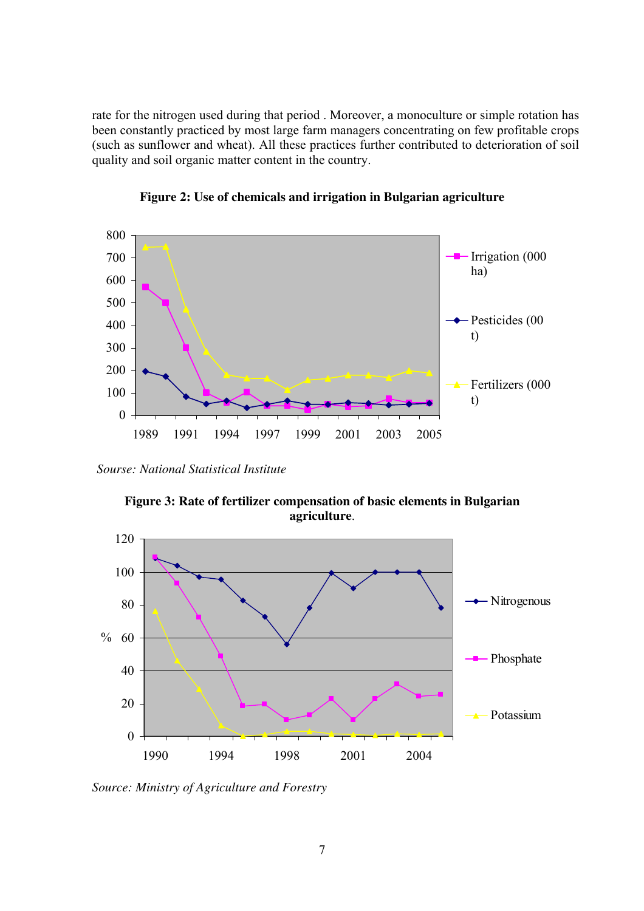rate for the nitrogen used during that period . Moreover, a monoculture or simple rotation has been constantly practiced by most large farm managers concentrating on few profitable crops (such as sunflower and wheat). All these practices further contributed to deterioration of soil quality and soil organic matter content in the country.

**Figure 2: Use of chemicals and irrigation in Bulgarian agriculture**

*Sourse: National Statistical Institute*

**Figure 3: Rate of fertilizer compensation of basic elements in Bulgarian agriculture**.

*Source: Ministry of Agriculture and Forestry*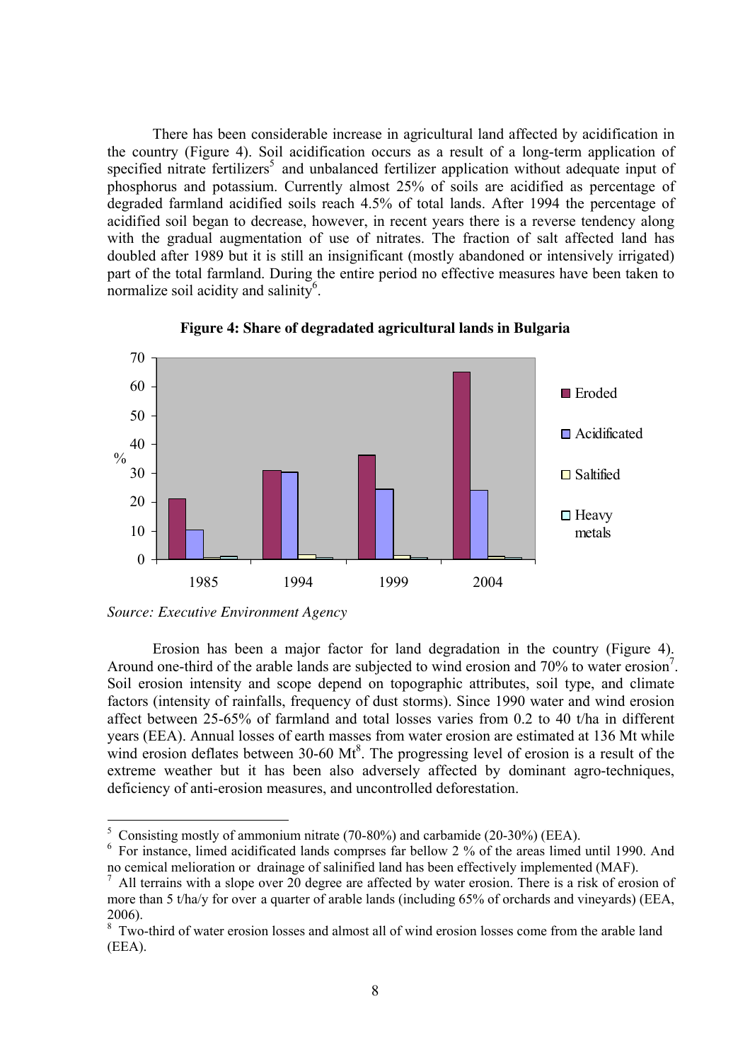There has been considerable increase in agricultural land affected by acidification in the country (Figure 4). Soil acidification occurs as a result of a long-term application of specified nitrate fertilizers[5] and unbalanced fertilizer application without adequate input of phosphorus and potassium. Currently almost 25% of soils are acidified as percentage of degraded farmland acidified soils reach 4.5% of total lands. After 1994 the percentage of acidified soil began to decrease, however, in recent years there is a reverse tendency along with the gradual augmentation of use of nitrates. The fraction of salt affected land has doubled after 1989 but it is still an insignificant (mostly abandoned or intensively irrigated) part of the total farmland. During the entire period no effective measures have been taken to normalize soil acidity and salinity[6].

**Figure 4: Share of degradated agricultural lands in Bulgaria**

*Source: Executive Environment Agency*

Erosion has been a major factor for land degradation in the country (Figure 4). Around one-third of the arable lands are subjected to wind erosion and 70% to water erosion[7]. Soil erosion intensity and scope depend on topographic attributes, soil type, and climate factors (intensity of rainfalls, frequency of dust storms). Since 1990 water and wind erosion affect between 25-65% of farmland and total losses varies from 0.2 to 40 t/ha in different years (EEA). Annual losses of earth masses from water erosion are estimated at 136 Mt while wind erosion deflates between 30-60 Mt[8]. The progressing level of erosion is a result of the extreme weather but it has been also adversely affected by dominant agro-techniques, deficiency of anti-erosion measures, and uncontrolled deforestation.

---

[5] Consisting mostly of ammonium nitrate (70-80%) and carbamide (20-30%) (EEA).

[6] For instance, limed acidificated lands comprses far bellow 2 % of the areas limed until 1990. And no cemical melioration or drainage of salinified land has been effectively implemented (MAF).

[7] All terrains with a slope over 20 degree are affected by water erosion. There is a risk of erosion of more than 5 t/ha/y for over a quarter of arable lands (including 65% of orchards and vineyards) (EEA, 2006).

[8] Two-third of water erosion losses and almost all of wind erosion losses come from the arable land (EEA).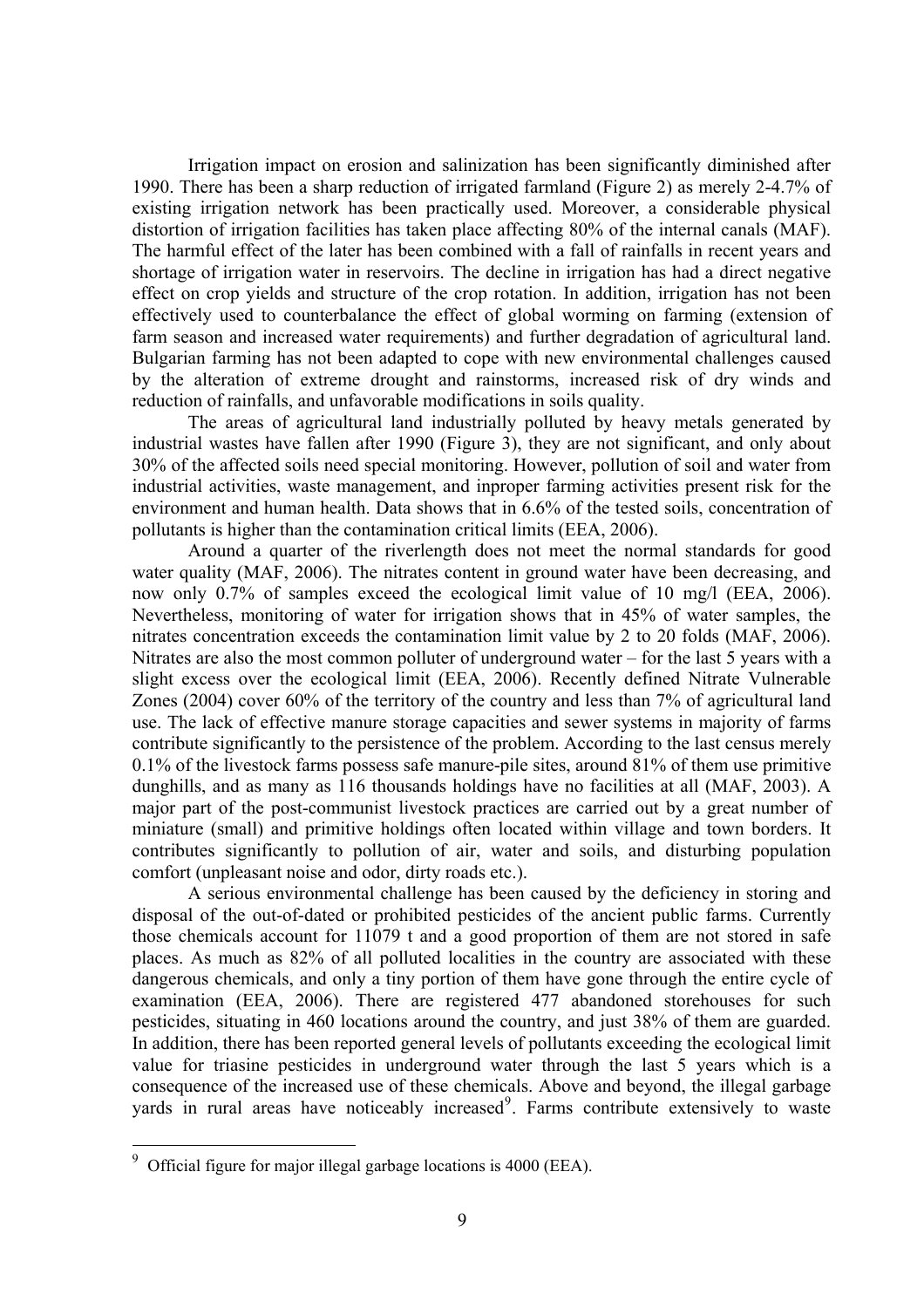Irrigation impact on erosion and salinization has been significantly diminished after 1990. There has been a sharp reduction of irrigated farmland (Figure 2) as merely 2-4.7% of existing irrigation network has been practically used. Moreover, a considerable physical distortion of irrigation facilities has taken place affecting 80% of the internal canals (MAF). The harmful effect of the later has been combined with a fall of rainfalls in recent years and shortage of irrigation water in reservoirs. The decline in irrigation has had a direct negative effect on crop yields and structure of the crop rotation. In addition, irrigation has not been effectively used to counterbalance the effect of global worming on farming (extension of farm season and increased water requirements) and further degradation of agricultural land. Bulgarian farming has not been adapted to cope with new environmental challenges caused by the alteration of extreme drought and rainstorms, increased risk of dry winds and reduction of rainfalls, and unfavorable modifications in soils quality.

The areas of agricultural land industrially polluted by heavy metals generated by industrial wastes have fallen after 1990 (Figure 3), they are not significant, and only about 30% of the affected soils need special monitoring. However, pollution of soil and water from industrial activities, waste management, and inproper farming activities present risk for the environment and human health. Data shows that in 6.6% of the tested soils, concentration of pollutants is higher than the contamination critical limits (EEA, 2006).

Around a quarter of the riverlength does not meet the normal standards for good water quality (MAF, 2006). The nitrates content in ground water have been decreasing, and now only 0.7% of samples exceed the ecological limit value of 10 mg/l (EEA, 2006). Nevertheless, monitoring of water for irrigation shows that in 45% of water samples, the nitrates concentration exceeds the contamination limit value by 2 to 20 folds (MAF, 2006). Nitrates are also the most common polluter of underground water – for the last 5 years with a slight excess over the ecological limit (EEA, 2006). Recently defined Nitrate Vulnerable Zones (2004) cover 60% of the territory of the country and less than 7% of agricultural land use. The lack of effective manure storage capacities and sewer systems in majority of farms contribute significantly to the persistence of the problem. According to the last census merely 0.1% of the livestock farms possess safe manure-pile sites, around 81% of them use primitive dunghills, and as many as 116 thousands holdings have no facilities at all (MAF, 2003). A major part of the post-communist livestock practices are carried out by a great number of miniature (small) and primitive holdings often located within village and town borders. It contributes significantly to pollution of air, water and soils, and disturbing population comfort (unpleasant noise and odor, dirty roads etc.).

A serious environmental challenge has been caused by the deficiency in storing and disposal of the out-of-dated or prohibited pesticides of the ancient public farms. Currently those chemicals account for 11079 t and a good proportion of them are not stored in safe places. As much as 82% of all polluted localities in the country are associated with these dangerous chemicals, and only a tiny portion of them have gone through the entire cycle of examination (EEA, 2006). There are registered 477 abandoned storehouses for such pesticides, situating in 460 locations around the country, and just 38% of them are guarded. In addition, there has been reported general levels of pollutants exceeding the ecological limit value for triasine pesticides in underground water through the last 5 years which is a consequence of the increased use of these chemicals. Above and beyond, the illegal garbage yards in rural areas have noticeably increased[9]. Farms contribute extensively to waste

[9] Official figure for major illegal garbage locations is 4000 (EEA).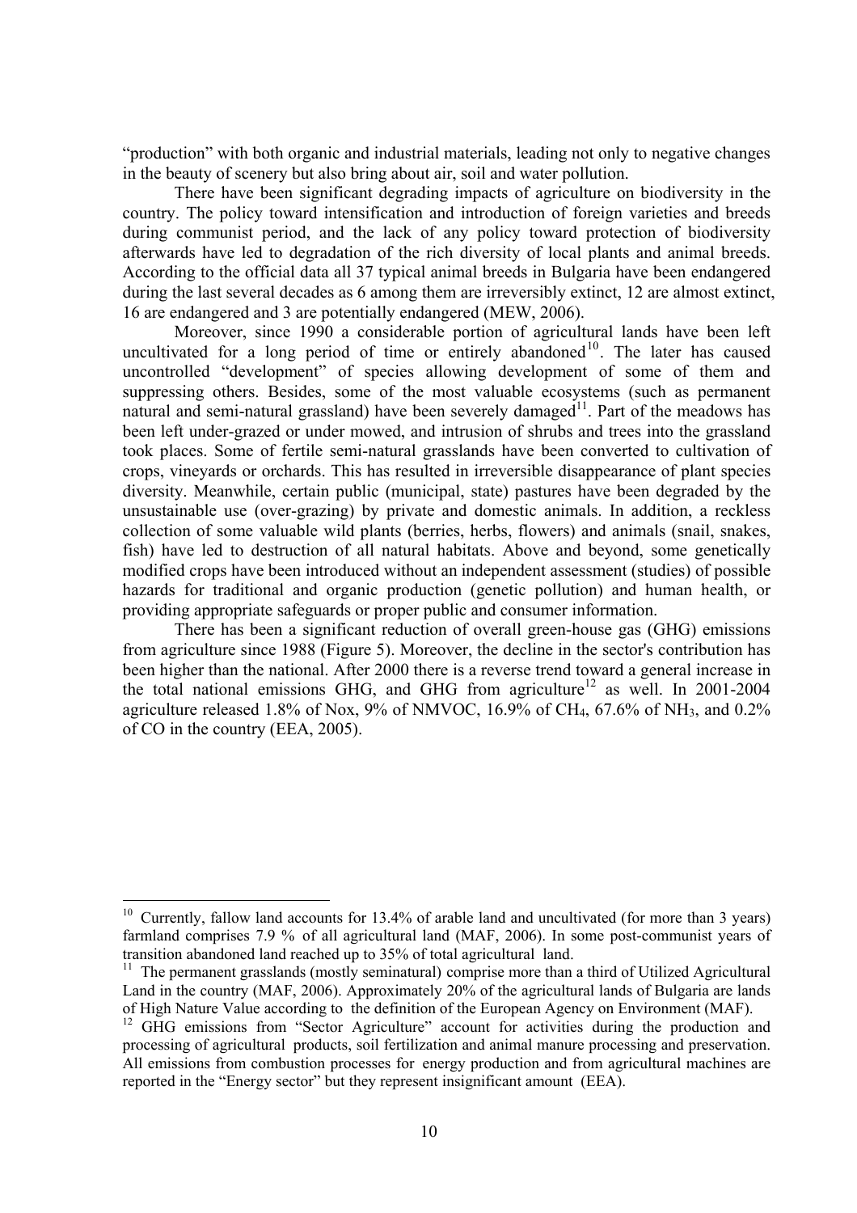"production" with both organic and industrial materials, leading not only to negative changes in the beauty of scenery but also bring about air, soil and water pollution.

There have been significant degrading impacts of agriculture on biodiversity in the country. The policy toward intensification and introduction of foreign varieties and breeds during communist period, and the lack of any policy toward protection of biodiversity afterwards have led to degradation of the rich diversity of local plants and animal breeds. According to the official data all 37 typical animal breeds in Bulgaria have been endangered during the last several decades as 6 among them are irreversibly extinct, 12 are almost extinct, 16 are endangered and 3 are potentially endangered (MEW, 2006).

Moreover, since 1990 a considerable portion of agricultural lands have been left uncultivated for a long period of time or entirely abandoned[10]. The later has caused uncontrolled "development" of species allowing development of some of them and suppressing others. Besides, some of the most valuable ecosystems (such as permanent natural and semi-natural grassland) have been severely damaged[11]. Part of the meadows has been left under-grazed or under mowed, and intrusion of shrubs and trees into the grassland took places. Some of fertile semi-natural grasslands have been converted to cultivation of crops, vineyards or orchards. This has resulted in irreversible disappearance of plant species diversity. Meanwhile, certain public (municipal, state) pastures have been degraded by the unsustainable use (over-grazing) by private and domestic animals. In addition, a reckless collection of some valuable wild plants (berries, herbs, flowers) and animals (snail, snakes, fish) have led to destruction of all natural habitats. Above and beyond, some genetically modified crops have been introduced without an independent assessment (studies) of possible hazards for traditional and organic production (genetic pollution) and human health, or providing appropriate safeguards or proper public and consumer information.

There has been a significant reduction of overall green-house gas (GHG) emissions from agriculture since 1988 (Figure 5). Moreover, the decline in the sector's contribution has been higher than the national. After 2000 there is a reverse trend toward a general increase in the total national emissions GHG, and GHG from agriculture[12] as well. In 2001-2004 agriculture released 1.8% of Nox, 9% of NMVOC, 16.9% of $CH_4$, 67.6% of $NH_3$, and 0.2% of CO in the country (EEA, 2005).

---

[10] Currently, fallow land accounts for 13.4% of arable land and uncultivated (for more than 3 years) farmland comprises 7.9 % of all agricultural land (MAF, 2006). In some post-communist years of transition abandoned land reached up to 35% of total agricultural land.

[11] The permanent grasslands (mostly seminatural) comprise more than a third of Utilized Agricultural Land in the country (MAF, 2006). Approximately 20% of the agricultural lands of Bulgaria are lands of High Nature Value according to the definition of the European Agency on Environment (MAF).

[12] GHG emissions from "Sector Agriculture" account for activities during the production and processing of agricultural products, soil fertilization and animal manure processing and preservation. All emissions from combustion processes for energy production and from agricultural machines are reported in the "Energy sector" but they represent insignificant amount (EEA).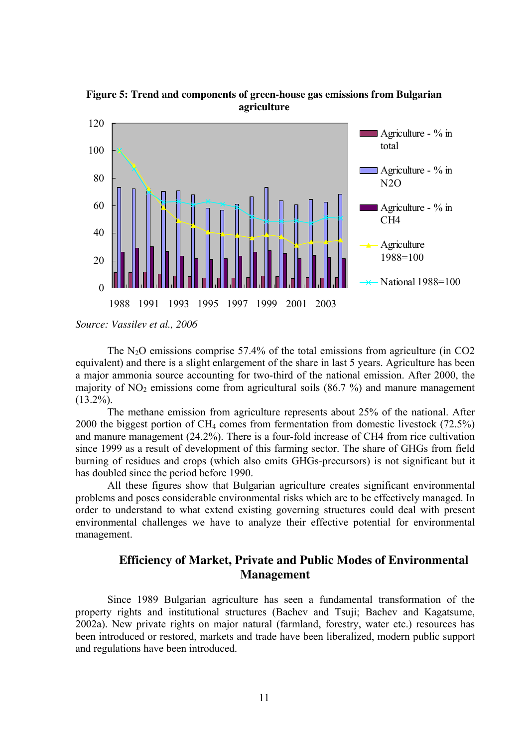**Figure 5: Trend and components of green-house gas emissions from Bulgarian agriculture**

*Source: Vassilev et al., 2006*

The $N_2O$ emissions comprise 57.4% of the total emissions from agriculture (in CO2 equivalent) and there is a slight enlargement of the share in last 5 years. Agriculture has been a major ammonia source accounting for two-third of the national emission. After 2000, the majority of $NO_2$ emissions come from agricultural soils (86.7 %) and manure management (13.2%).

The methane emission from agriculture represents about 25% of the national. After 2000 the biggest portion of $CH_4$ comes from fermentation from domestic livestock (72.5%) and manure management (24.2%). There is a four-fold increase of CH4 from rice cultivation since 1999 as a result of development of this farming sector. The share of GHGs from field burning of residues and crops (which also emits GHGs-precursors) is not significant but it has doubled since the period before 1990.

All these figures show that Bulgarian agriculture creates significant environmental problems and poses considerable environmental risks which are to be effectively managed. In order to understand to what extend existing governing structures could deal with present environmental challenges we have to analyze their effective potential for environmental management.

## Efficiency of Market, Private and Public Modes of Environmental Management

Since 1989 Bulgarian agriculture has seen a fundamental transformation of the property rights and institutional structures (Bachev and Tsuji; Bachev and Kagatsume, 2002a). New private rights on major natural (farmland, forestry, water etc.) resources has been introduced or restored, markets and trade have been liberalized, modern public support and regulations have been introduced.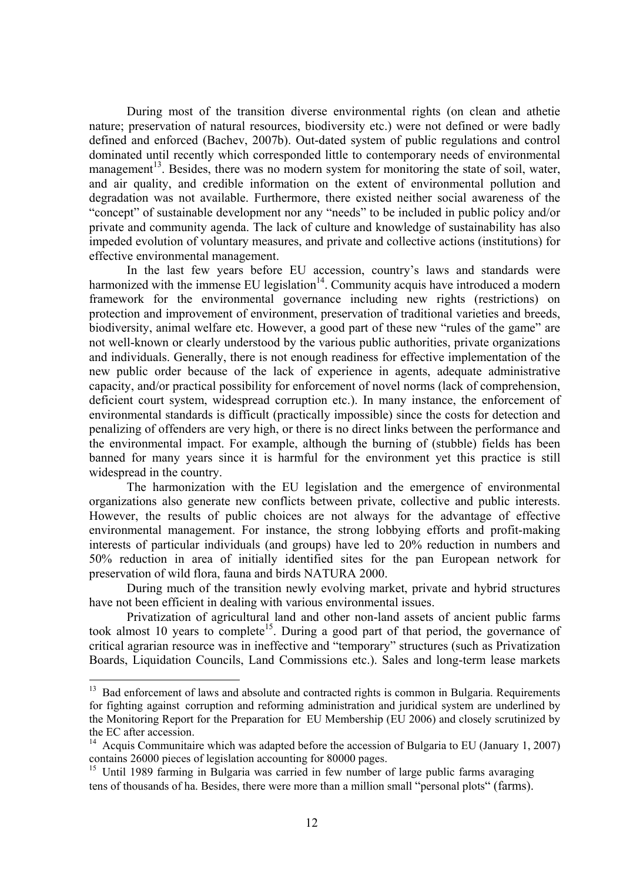During most of the transition diverse environmental rights (on clean and athetie nature; preservation of natural resources, biodiversity etc.) were not defined or were badly defined and enforced (Bachev, 2007b). Out-dated system of public regulations and control dominated until recently which corresponded little to contemporary needs of environmental management[13]. Besides, there was no modern system for monitoring the state of soil, water, and air quality, and credible information on the extent of environmental pollution and degradation was not available. Furthermore, there existed neither social awareness of the "concept" of sustainable development nor any "needs" to be included in public policy and/or private and community agenda. The lack of culture and knowledge of sustainability has also impeded evolution of voluntary measures, and private and collective actions (institutions) for effective environmental management.

In the last few years before EU accession, country's laws and standards were harmonized with the immense EU legislation[14]. Community acquis have introduced a modern framework for the environmental governance including new rights (restrictions) on protection and improvement of environment, preservation of traditional varieties and breeds, biodiversity, animal welfare etc. However, a good part of these new "rules of the game" are not well-known or clearly understood by the various public authorities, private organizations and individuals. Generally, there is not enough readiness for effective implementation of the new public order because of the lack of experience in agents, adequate administrative capacity, and/or practical possibility for enforcement of novel norms (lack of comprehension, deficient court system, widespread corruption etc.). In many instance, the enforcement of environmental standards is difficult (practically impossible) since the costs for detection and penalizing of offenders are very high, or there is no direct links between the performance and the environmental impact. For example, although the burning of (stubble) fields has been banned for many years since it is harmful for the environment yet this practice is still widespread in the country.

The harmonization with the EU legislation and the emergence of environmental organizations also generate new conflicts between private, collective and public interests. However, the results of public choices are not always for the advantage of effective environmental management. For instance, the strong lobbying efforts and profit-making interests of particular individuals (and groups) have led to 20% reduction in numbers and 50% reduction in area of initially identified sites for the pan European network for preservation of wild flora, fauna and birds NATURA 2000.

During much of the transition newly evolving market, private and hybrid structures have not been efficient in dealing with various environmental issues.

Privatization of agricultural land and other non-land assets of ancient public farms took almost 10 years to complete[15]. During a good part of that period, the governance of critical agrarian resource was in ineffective and "temporary" structures (such as Privatization Boards, Liquidation Councils, Land Commissions etc.). Sales and long-term lease markets

---

[13] Bad enforcement of laws and absolute and contracted rights is common in Bulgaria. Requirements for fighting against corruption and reforming administration and juridical system are underlined by the Monitoring Report for the Preparation for EU Membership (EU 2006) and closely scrutinized by the EC after accession.

[14] Acquis Communitaire which was adapted before the accession of Bulgaria to EU (January 1, 2007) contains 26000 pieces of legislation accounting for 80000 pages.

[15] Until 1989 farming in Bulgaria was carried in few number of large public farms avaraging tens of thousands of ha. Besides, there were more than a million small "personal plots" (farms).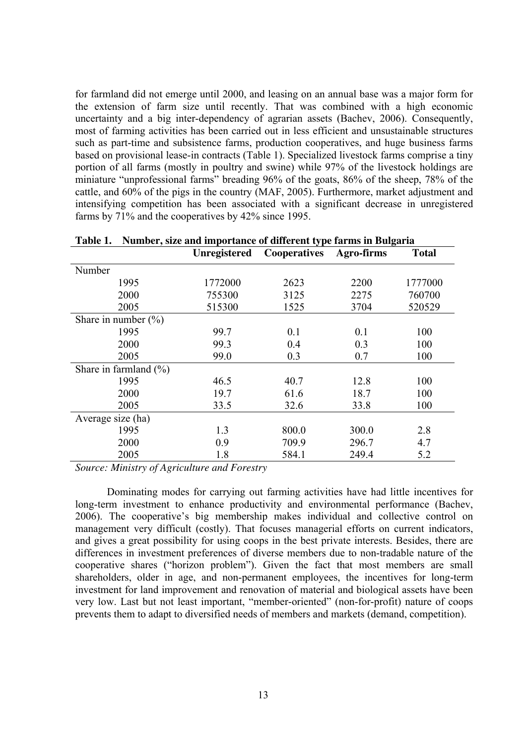for farmland did not emerge until 2000, and leasing on an annual base was a major form for the extension of farm size until recently. That was combined with a high economic uncertainty and a big inter-dependency of agrarian assets (Bachev, 2006). Consequently, most of farming activities has been carried out in less efficient and unsustainable structures such as part-time and subsistence farms, production cooperatives, and huge business farms based on provisional lease-in contracts (Table 1). Specialized livestock farms comprise a tiny portion of all farms (mostly in poultry and swine) while 97% of the livestock holdings are miniature "unprofessional farms" breading 96% of the goats, 86% of the sheep, 78% of the cattle, and 60% of the pigs in the country (MAF, 2005). Furthermore, market adjustment and intensifying competition has been associated with a significant decrease in unregistered farms by 71% and the cooperatives by 42% since 1995.

**Table 1. Number, size and importance of different type farms in Bulgaria**

| | Unregistered | Cooperatives | Agro-firms | Total |
|---|---|---|---|---|
| Number | | | | |
| 1995 | 1772000 | 2623 | 2200 | 1777000 |
| 2000 | 755300 | 3125 | 2275 | 760700 |
| 2005 | 515300 | 1525 | 3704 | 520529 |
| Share in number (%) | | | | |
| 1995 | 99.7 | 0.1 | 0.1 | 100 |
| 2000 | 99.3 | 0.4 | 0.3 | 100 |
| 2005 | 99.0 | 0.3 | 0.7 | 100 |
| Share in farmland (%) | | | | |
| 1995 | 46.5 | 40.7 | 12.8 | 100 |
| 2000 | 19.7 | 61.6 | 18.7 | 100 |
| 2005 | 33.5 | 32.6 | 33.8 | 100 |
| Average size (ha) | | | | |
| 1995 | 1.3 | 800.0 | 300.0 | 2.8 |
| 2000 | 0.9 | 709.9 | 296.7 | 4.7 |
| 2005 | 1.8 | 584.1 | 249.4 | 5.2 |

*Source: Ministry of Agriculture and Forestry*

Dominating modes for carrying out farming activities have had little incentives for long-term investment to enhance productivity and environmental performance (Bachev, 2006). The cooperative's big membership makes individual and collective control on management very difficult (costly). That focuses managerial efforts on current indicators, and gives a great possibility for using coops in the best private interests. Besides, there are differences in investment preferences of diverse members due to non-tradable nature of the cooperative shares ("horizon problem"). Given the fact that most members are small shareholders, older in age, and non-permanent employees, the incentives for long-term investment for land improvement and renovation of material and biological assets have been very low. Last but not least important, "member-oriented" (non-for-profit) nature of coops prevents them to adapt to diversified needs of members and markets (demand, competition).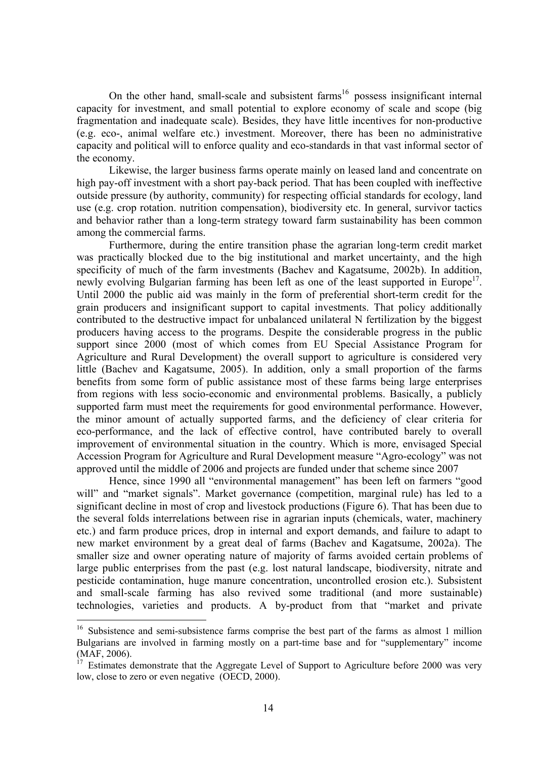On the other hand, small-scale and subsistent farms[16] possess insignificant internal capacity for investment, and small potential to explore economy of scale and scope (big fragmentation and inadequate scale). Besides, they have little incentives for non-productive (e.g. eco-, animal welfare etc.) investment. Moreover, there has been no administrative capacity and political will to enforce quality and eco-standards in that vast informal sector of the economy.

Likewise, the larger business farms operate mainly on leased land and concentrate on high pay-off investment with a short pay-back period. That has been coupled with ineffective outside pressure (by authority, community) for respecting official standards for ecology, land use (e.g. crop rotation. nutrition compensation), biodiversity etc. In general, survivor tactics and behavior rather than a long-term strategy toward farm sustainability has been common among the commercial farms.

Furthermore, during the entire transition phase the agrarian long-term credit market was practically blocked due to the big institutional and market uncertainty, and the high specificity of much of the farm investments (Bachev and Kagatsume, 2002b). In addition, newly evolving Bulgarian farming has been left as one of the least supported in Europe[17]. Until 2000 the public aid was mainly in the form of preferential short-term credit for the grain producers and insignificant support to capital investments. That policy additionally contributed to the destructive impact for unbalanced unilateral N fertilization by the biggest producers having access to the programs. Despite the considerable progress in the public support since 2000 (most of which comes from EU Special Assistance Program for Agriculture and Rural Development) the overall support to agriculture is considered very little (Bachev and Kagatsume, 2005). In addition, only a small proportion of the farms benefits from some form of public assistance most of these farms being large enterprises from regions with less socio-economic and environmental problems. Basically, a publicly supported farm must meet the requirements for good environmental performance. However, the minor amount of actually supported farms, and the deficiency of clear criteria for eco-performance, and the lack of effective control, have contributed barely to overall improvement of environmental situation in the country. Which is more, envisaged Special Accession Program for Agriculture and Rural Development measure "Agro-ecology" was not approved until the middle of 2006 and projects are funded under that scheme since 2007

Hence, since 1990 all "environmental management" has been left on farmers "good will" and "market signals". Market governance (competition, marginal rule) has led to a significant decline in most of crop and livestock productions (Figure 6). That has been due to the several folds interrelations between rise in agrarian inputs (chemicals, water, machinery etc.) and farm produce prices, drop in internal and export demands, and failure to adapt to new market environment by a great deal of farms (Bachev and Kagatsume, 2002a). The smaller size and owner operating nature of majority of farms avoided certain problems of large public enterprises from the past (e.g. lost natural landscape, biodiversity, nitrate and pesticide contamination, huge manure concentration, uncontrolled erosion etc.). Subsistent and small-scale farming has also revived some traditional (and more sustainable) technologies, varieties and products. A by-product from that "market and private

---

[16] Subsistence and semi-subsistence farms comprise the best part of the farms as almost 1 million Bulgarians are involved in farming mostly on a part-time base and for "supplementary" income (MAF, 2006).

[17] Estimates demonstrate that the Aggregate Level of Support to Agriculture before 2000 was very low, close to zero or even negative (OECD, 2000).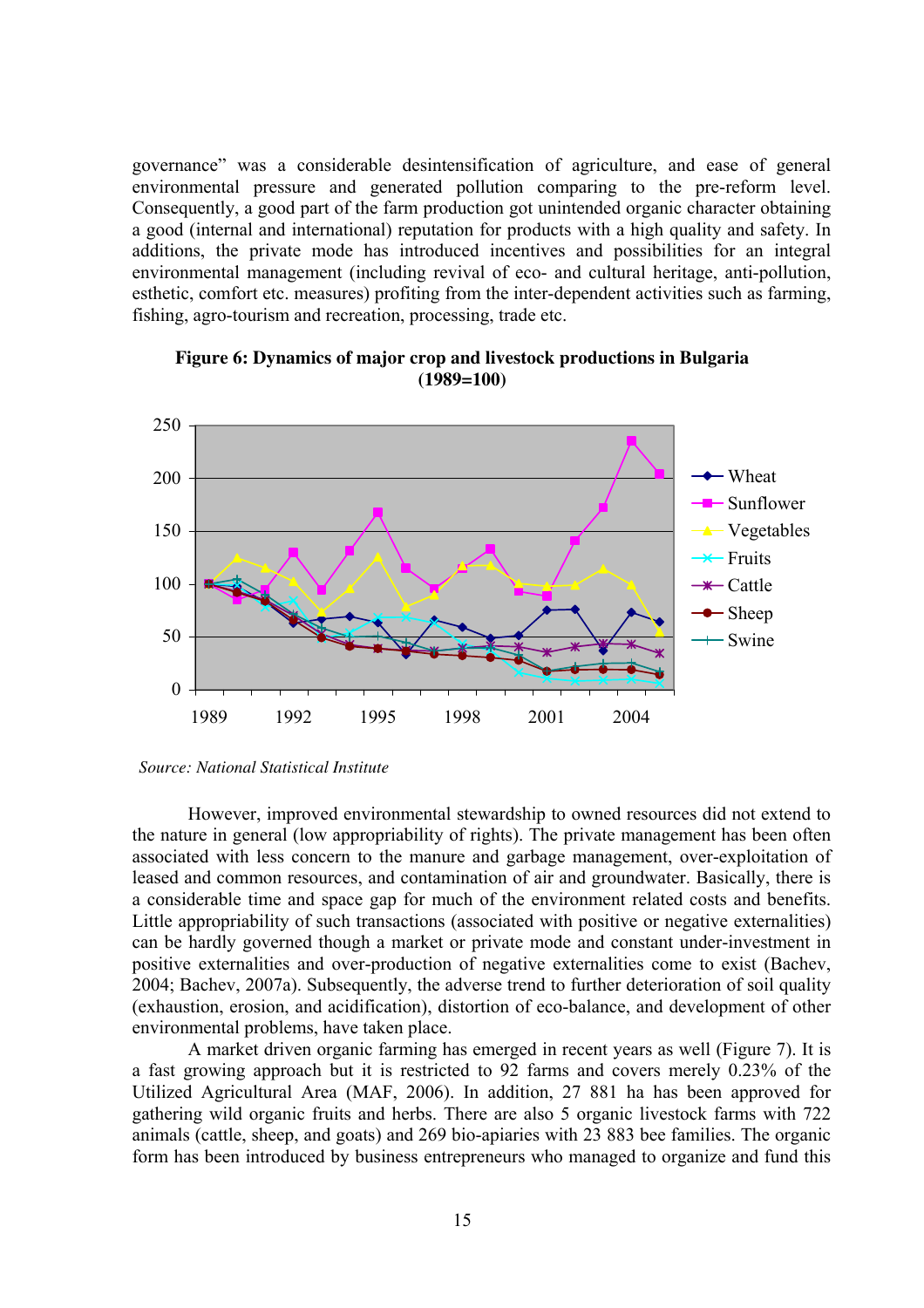governance" was a considerable desintensification of agriculture, and ease of general environmental pressure and generated pollution comparing to the pre-reform level. Consequently, a good part of the farm production got unintended organic character obtaining a good (internal and international) reputation for products with a high quality and safety. In additions, the private mode has introduced incentives and possibilities for an integral environmental management (including revival of eco- and cultural heritage, anti-pollution, esthetic, comfort etc. measures) profiting from the inter-dependent activities such as farming, fishing, agro-tourism and recreation, processing, trade etc.

**Figure 6: Dynamics of major crop and livestock productions in Bulgaria (1989=100)**

*Source: National Statistical Institute*

However, improved environmental stewardship to owned resources did not extend to the nature in general (low appropriability of rights). The private management has been often associated with less concern to the manure and garbage management, over-exploitation of leased and common resources, and contamination of air and groundwater. Basically, there is a considerable time and space gap for much of the environment related costs and benefits. Little appropriability of such transactions (associated with positive or negative externalities) can be hardly governed though a market or private mode and constant under-investment in positive externalities and over-production of negative externalities come to exist (Bachev, 2004; Bachev, 2007a). Subsequently, the adverse trend to further deterioration of soil quality (exhaustion, erosion, and acidification), distortion of eco-balance, and development of other environmental problems, have taken place.

A market driven organic farming has emerged in recent years as well (Figure 7). It is a fast growing approach but it is restricted to 92 farms and covers merely 0.23% of the Utilized Agricultural Area (MAF, 2006). In addition, 27 881 ha has been approved for gathering wild organic fruits and herbs. There are also 5 organic livestock farms with 722 animals (cattle, sheep, and goats) and 269 bio-apiaries with 23 883 bee families. The organic form has been introduced by business entrepreneurs who managed to organize and fund this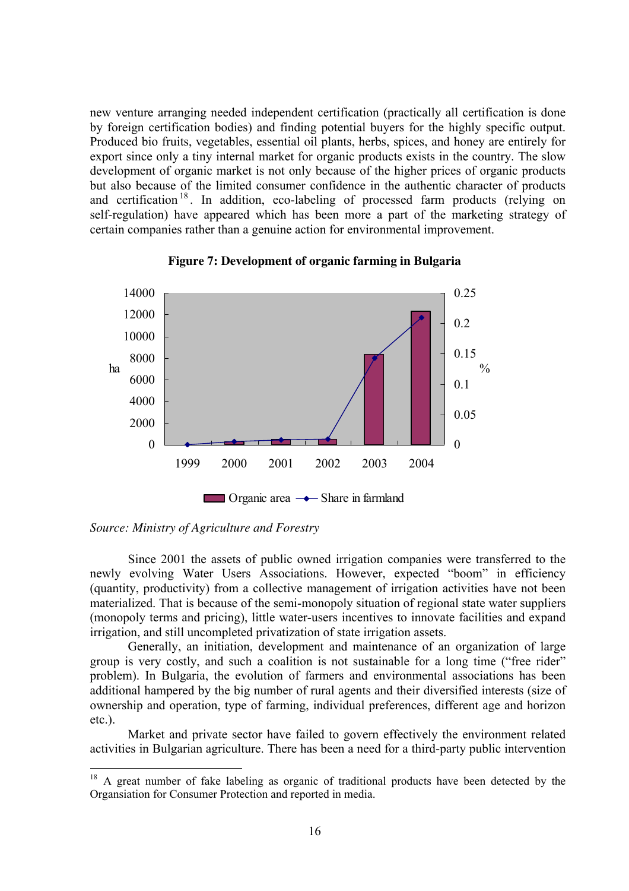new venture arranging needed independent certification (practically all certification is done by foreign certification bodies) and finding potential buyers for the highly specific output. Produced bio fruits, vegetables, essential oil plants, herbs, spices, and honey are entirely for export since only a tiny internal market for organic products exists in the country. The slow development of organic market is not only because of the higher prices of organic products but also because of the limited consumer confidence in the authentic character of products and certification[18]. In addition, eco-labeling of processed farm products (relying on self-regulation) have appeared which has been more a part of the marketing strategy of certain companies rather than a genuine action for environmental improvement.

**Figure 7: Development of organic farming in Bulgaria**

*Source: Ministry of Agriculture and Forestry*

Since 2001 the assets of public owned irrigation companies were transferred to the newly evolving Water Users Associations. However, expected "boom" in efficiency (quantity, productivity) from a collective management of irrigation activities have not been materialized. That is because of the semi-monopoly situation of regional state water suppliers (monopoly terms and pricing), little water-users incentives to innovate facilities and expand irrigation, and still uncompleted privatization of state irrigation assets.

Generally, an initiation, development and maintenance of an organization of large group is very costly, and such a coalition is not sustainable for a long time ("free rider" problem). In Bulgaria, the evolution of farmers and environmental associations has been additional hampered by the big number of rural agents and their diversified interests (size of ownership and operation, type of farming, individual preferences, different age and horizon etc.).

Market and private sector have failed to govern effectively the environment related activities in Bulgarian agriculture. There has been a need for a third-party public intervention

---

[18] A great number of fake labeling as organic of traditional products have been detected by the Organsiation for Consumer Protection and reported in media.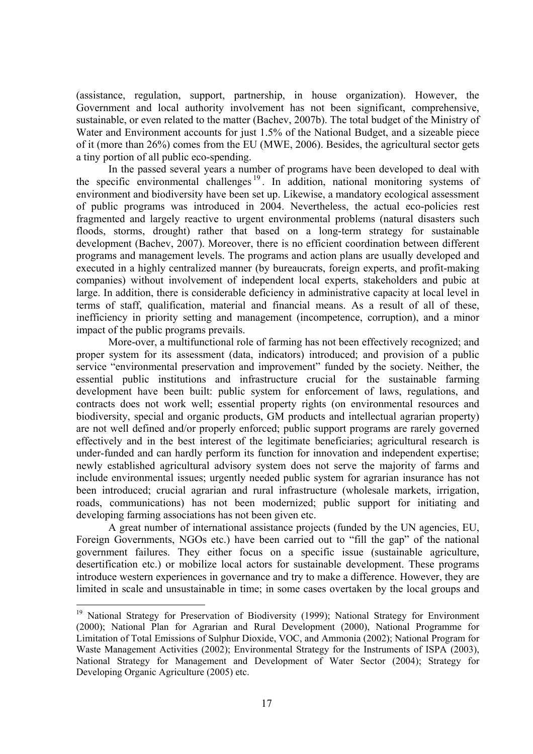(assistance, regulation, support, partnership, in house organization). However, the Government and local authority involvement has not been significant, comprehensive, sustainable, or even related to the matter (Bachev, 2007b). The total budget of the Ministry of Water and Environment accounts for just 1.5% of the National Budget, and a sizeable piece of it (more than 26%) comes from the EU (MWE, 2006). Besides, the agricultural sector gets a tiny portion of all public eco-spending.

In the passed several years a number of programs have been developed to deal with the specific environmental challenges[19]. In addition, national monitoring systems of environment and biodiversity have been set up. Likewise, a mandatory ecological assessment of public programs was introduced in 2004. Nevertheless, the actual eco-policies rest fragmented and largely reactive to urgent environmental problems (natural disasters such floods, storms, drought) rather that based on a long-term strategy for sustainable development (Bachev, 2007). Moreover, there is no efficient coordination between different programs and management levels. The programs and action plans are usually developed and executed in a highly centralized manner (by bureaucrats, foreign experts, and profit-making companies) without involvement of independent local experts, stakeholders and pubic at large. In addition, there is considerable deficiency in administrative capacity at local level in terms of staff, qualification, material and financial means. As a result of all of these, inefficiency in priority setting and management (incompetence, corruption), and a minor impact of the public programs prevails.

More-over, a multifunctional role of farming has not been effectively recognized; and proper system for its assessment (data, indicators) introduced; and provision of a public service "environmental preservation and improvement" funded by the society. Neither, the essential public institutions and infrastructure crucial for the sustainable farming development have been built: public system for enforcement of laws, regulations, and contracts does not work well; essential property rights (on environmental resources and biodiversity, special and organic products, GM products and intellectual agrarian property) are not well defined and/or properly enforced; public support programs are rarely governed effectively and in the best interest of the legitimate beneficiaries; agricultural research is under-funded and can hardly perform its function for innovation and independent expertise; newly established agricultural advisory system does not serve the majority of farms and include environmental issues; urgently needed public system for agrarian insurance has not been introduced; crucial agrarian and rural infrastructure (wholesale markets, irrigation, roads, communications) has not been modernized; public support for initiating and developing farming associations has not been given etc.

A great number of international assistance projects (funded by the UN agencies, EU, Foreign Governments, NGOs etc.) have been carried out to "fill the gap" of the national government failures. They either focus on a specific issue (sustainable agriculture, desertification etc.) or mobilize local actors for sustainable development. These programs introduce western experiences in governance and try to make a difference. However, they are limited in scale and unsustainable in time; in some cases overtaken by the local groups and

---

[19] National Strategy for Preservation of Biodiversity (1999); National Strategy for Environment (2000); National Plan for Agrarian and Rural Development (2000), National Programme for Limitation of Total Emissions of Sulphur Dioxide, VOC, and Ammonia (2002); National Program for Waste Management Activities (2002); Environmental Strategy for the Instruments of ISPA (2003), National Strategy for Management and Development of Water Sector (2004); Strategy for Developing Organic Agriculture (2005) etc.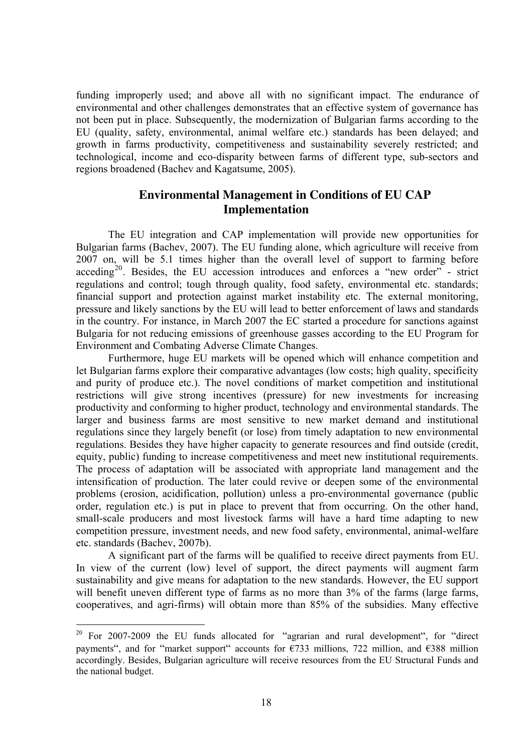funding improperly used; and above all with no significant impact. The endurance of environmental and other challenges demonstrates that an effective system of governance has not been put in place. Subsequently, the modernization of Bulgarian farms according to the EU (quality, safety, environmental, animal welfare etc.) standards has been delayed; and growth in farms productivity, competitiveness and sustainability severely restricted; and technological, income and eco-disparity between farms of different type, sub-sectors and regions broadened (Bachev and Kagatsume, 2005).

## Environmental Management in Conditions of EU CAP Implementation

The EU integration and CAP implementation will provide new opportunities for Bulgarian farms (Bachev, 2007). The EU funding alone, which agriculture will receive from 2007 on, will be 5.1 times higher than the overall level of support to farming before acceding[20]. Besides, the EU accession introduces and enforces a "new order" - strict regulations and control; tough through quality, food safety, environmental etc. standards; financial support and protection against market instability etc. The external monitoring, pressure and likely sanctions by the EU will lead to better enforcement of laws and standards in the country. For instance, in March 2007 the EC started a procedure for sanctions against Bulgaria for not reducing emissions of greenhouse gasses according to the EU Program for Environment and Combating Adverse Climate Changes.

Furthermore, huge EU markets will be opened which will enhance competition and let Bulgarian farms explore their comparative advantages (low costs; high quality, specificity and purity of produce etc.). The novel conditions of market competition and institutional restrictions will give strong incentives (pressure) for new investments for increasing productivity and conforming to higher product, technology and environmental standards. The larger and business farms are most sensitive to new market demand and institutional regulations since they largely benefit (or lose) from timely adaptation to new environmental regulations. Besides they have higher capacity to generate resources and find outside (credit, equity, public) funding to increase competitiveness and meet new institutional requirements. The process of adaptation will be associated with appropriate land management and the intensification of production. The later could revive or deepen some of the environmental problems (erosion, acidification, pollution) unless a pro-environmental governance (public order, regulation etc.) is put in place to prevent that from occurring. On the other hand, small-scale producers and most livestock farms will have a hard time adapting to new competition pressure, investment needs, and new food safety, environmental, animal-welfare etc. standards (Bachev, 2007b).

A significant part of the farms will be qualified to receive direct payments from EU. In view of the current (low) level of support, the direct payments will augment farm sustainability and give means for adaptation to the new standards. However, the EU support will benefit uneven different type of farms as no more than 3% of the farms (large farms, cooperatives, and agri-firms) will obtain more than 85% of the subsidies. Many effective

---

[20] For 2007-2009 the EU funds allocated for "agrarian and rural development", for "direct payments", and for "market support" accounts for €733 millions, 722 million, and €388 million accordingly. Besides, Bulgarian agriculture will receive resources from the EU Structural Funds and the national budget.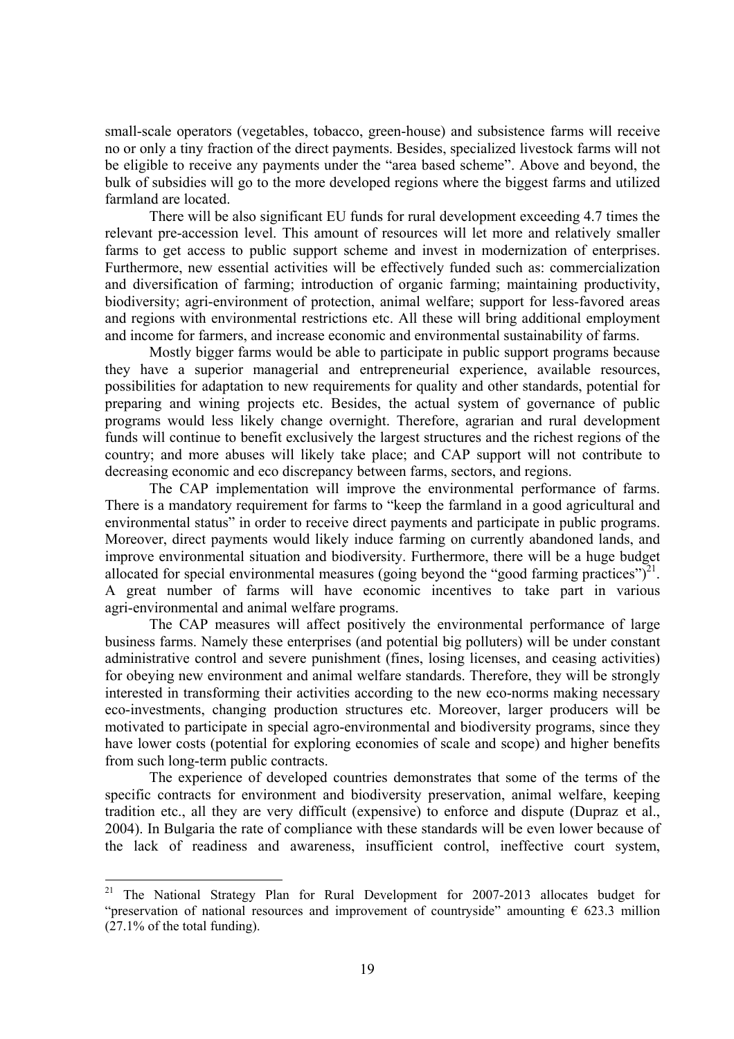small-scale operators (vegetables, tobacco, green-house) and subsistence farms will receive no or only a tiny fraction of the direct payments. Besides, specialized livestock farms will not be eligible to receive any payments under the "area based scheme". Above and beyond, the bulk of subsidies will go to the more developed regions where the biggest farms and utilized farmland are located.

There will be also significant EU funds for rural development exceeding 4.7 times the relevant pre-accession level. This amount of resources will let more and relatively smaller farms to get access to public support scheme and invest in modernization of enterprises. Furthermore, new essential activities will be effectively funded such as: commercialization and diversification of farming; introduction of organic farming; maintaining productivity, biodiversity; agri-environment of protection, animal welfare; support for less-favored areas and regions with environmental restrictions etc. All these will bring additional employment and income for farmers, and increase economic and environmental sustainability of farms.

Mostly bigger farms would be able to participate in public support programs because they have a superior managerial and entrepreneurial experience, available resources, possibilities for adaptation to new requirements for quality and other standards, potential for preparing and wining projects etc. Besides, the actual system of governance of public programs would less likely change overnight. Therefore, agrarian and rural development funds will continue to benefit exclusively the largest structures and the richest regions of the country; and more abuses will likely take place; and CAP support will not contribute to decreasing economic and eco discrepancy between farms, sectors, and regions.

The CAP implementation will improve the environmental performance of farms. There is a mandatory requirement for farms to "keep the farmland in a good agricultural and environmental status" in order to receive direct payments and participate in public programs. Moreover, direct payments would likely induce farming on currently abandoned lands, and improve environmental situation and biodiversity. Furthermore, there will be a huge budget allocated for special environmental measures (going beyond the "good farming practices")[21]. A great number of farms will have economic incentives to take part in various agri-environmental and animal welfare programs.

The CAP measures will affect positively the environmental performance of large business farms. Namely these enterprises (and potential big polluters) will be under constant administrative control and severe punishment (fines, losing licenses, and ceasing activities) for obeying new environment and animal welfare standards. Therefore, they will be strongly interested in transforming their activities according to the new eco-norms making necessary eco-investments, changing production structures etc. Moreover, larger producers will be motivated to participate in special agro-environmental and biodiversity programs, since they have lower costs (potential for exploring economies of scale and scope) and higher benefits from such long-term public contracts.

The experience of developed countries demonstrates that some of the terms of the specific contracts for environment and biodiversity preservation, animal welfare, keeping tradition etc., all they are very difficult (expensive) to enforce and dispute (Dupraz et al., 2004). In Bulgaria the rate of compliance with these standards will be even lower because of the lack of readiness and awareness, insufficient control, ineffective court system,

---

[21] The National Strategy Plan for Rural Development for 2007-2013 allocates budget for "preservation of national resources and improvement of countryside" amounting € 623.3 million (27.1% of the total funding).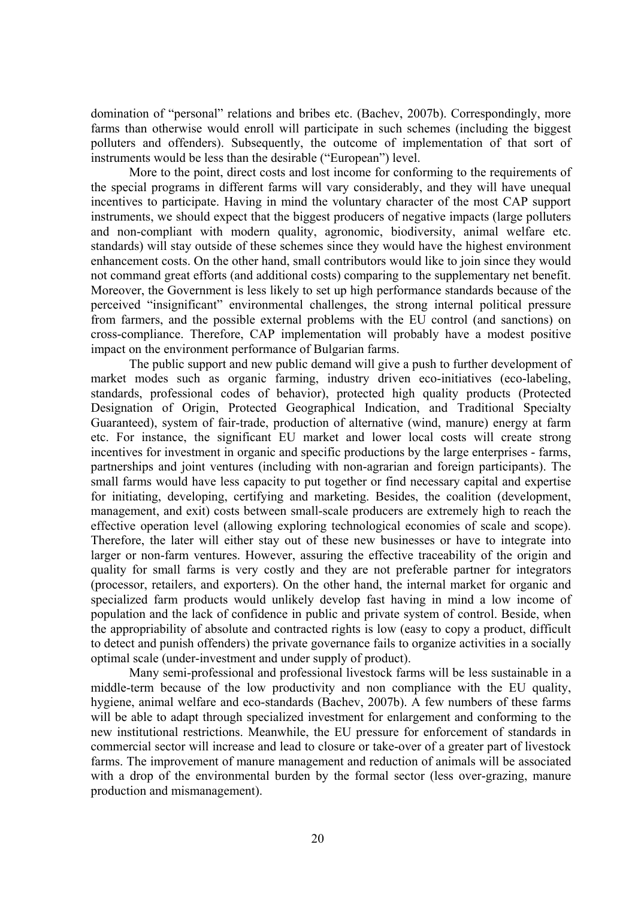domination of "personal" relations and bribes etc. (Bachev, 2007b). Correspondingly, more farms than otherwise would enroll will participate in such schemes (including the biggest polluters and offenders). Subsequently, the outcome of implementation of that sort of instruments would be less than the desirable ("European") level.

More to the point, direct costs and lost income for conforming to the requirements of the special programs in different farms will vary considerably, and they will have unequal incentives to participate. Having in mind the voluntary character of the most CAP support instruments, we should expect that the biggest producers of negative impacts (large polluters and non-compliant with modern quality, agronomic, biodiversity, animal welfare etc. standards) will stay outside of these schemes since they would have the highest environment enhancement costs. On the other hand, small contributors would like to join since they would not command great efforts (and additional costs) comparing to the supplementary net benefit. Moreover, the Government is less likely to set up high performance standards because of the perceived "insignificant" environmental challenges, the strong internal political pressure from farmers, and the possible external problems with the EU control (and sanctions) on cross-compliance. Therefore, CAP implementation will probably have a modest positive impact on the environment performance of Bulgarian farms.

The public support and new public demand will give a push to further development of market modes such as organic farming, industry driven eco-initiatives (eco-labeling, standards, professional codes of behavior), protected high quality products (Protected Designation of Origin, Protected Geographical Indication, and Traditional Specialty Guaranteed), system of fair-trade, production of alternative (wind, manure) energy at farm etc. For instance, the significant EU market and lower local costs will create strong incentives for investment in organic and specific productions by the large enterprises - farms, partnerships and joint ventures (including with non-agrarian and foreign participants). The small farms would have less capacity to put together or find necessary capital and expertise for initiating, developing, certifying and marketing. Besides, the coalition (development, management, and exit) costs between small-scale producers are extremely high to reach the effective operation level (allowing exploring technological economies of scale and scope). Therefore, the later will either stay out of these new businesses or have to integrate into larger or non-farm ventures. However, assuring the effective traceability of the origin and quality for small farms is very costly and they are not preferable partner for integrators (processor, retailers, and exporters). On the other hand, the internal market for organic and specialized farm products would unlikely develop fast having in mind a low income of population and the lack of confidence in public and private system of control. Beside, when the appropriability of absolute and contracted rights is low (easy to copy a product, difficult to detect and punish offenders) the private governance fails to organize activities in a socially optimal scale (under-investment and under supply of product).

Many semi-professional and professional livestock farms will be less sustainable in a middle-term because of the low productivity and non compliance with the EU quality, hygiene, animal welfare and eco-standards (Bachev, 2007b). A few numbers of these farms will be able to adapt through specialized investment for enlargement and conforming to the new institutional restrictions. Meanwhile, the EU pressure for enforcement of standards in commercial sector will increase and lead to closure or take-over of a greater part of livestock farms. The improvement of manure management and reduction of animals will be associated with a drop of the environmental burden by the formal sector (less over-grazing, manure production and mismanagement).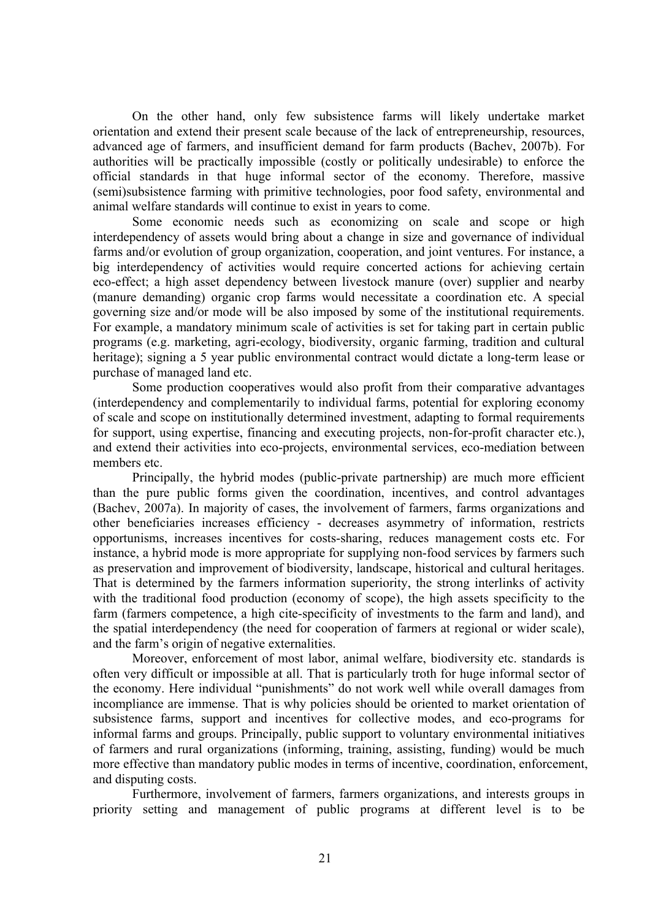On the other hand, only few subsistence farms will likely undertake market orientation and extend their present scale because of the lack of entrepreneurship, resources, advanced age of farmers, and insufficient demand for farm products (Bachev, 2007b). For authorities will be practically impossible (costly or politically undesirable) to enforce the official standards in that huge informal sector of the economy. Therefore, massive (semi)subsistence farming with primitive technologies, poor food safety, environmental and animal welfare standards will continue to exist in years to come.

Some economic needs such as economizing on scale and scope or high interdependency of assets would bring about a change in size and governance of individual farms and/or evolution of group organization, cooperation, and joint ventures. For instance, a big interdependency of activities would require concerted actions for achieving certain eco-effect; a high asset dependency between livestock manure (over) supplier and nearby (manure demanding) organic crop farms would necessitate a coordination etc. A special governing size and/or mode will be also imposed by some of the institutional requirements. For example, a mandatory minimum scale of activities is set for taking part in certain public programs (e.g. marketing, agri-ecology, biodiversity, organic farming, tradition and cultural heritage); signing a 5 year public environmental contract would dictate a long-term lease or purchase of managed land etc.

Some production cooperatives would also profit from their comparative advantages (interdependency and complementarily to individual farms, potential for exploring economy of scale and scope on institutionally determined investment, adapting to formal requirements for support, using expertise, financing and executing projects, non-for-profit character etc.), and extend their activities into eco-projects, environmental services, eco-mediation between members etc.

Principally, the hybrid modes (public-private partnership) are much more efficient than the pure public forms given the coordination, incentives, and control advantages (Bachev, 2007a). In majority of cases, the involvement of farmers, farms organizations and other beneficiaries increases efficiency - decreases asymmetry of information, restricts opportunisms, increases incentives for costs-sharing, reduces management costs etc. For instance, a hybrid mode is more appropriate for supplying non-food services by farmers such as preservation and improvement of biodiversity, landscape, historical and cultural heritages. That is determined by the farmers information superiority, the strong interlinks of activity with the traditional food production (economy of scope), the high assets specificity to the farm (farmers competence, a high cite-specificity of investments to the farm and land), and the spatial interdependency (the need for cooperation of farmers at regional or wider scale), and the farm's origin of negative externalities.

Moreover, enforcement of most labor, animal welfare, biodiversity etc. standards is often very difficult or impossible at all. That is particularly troth for huge informal sector of the economy. Here individual "punishments" do not work well while overall damages from incompliance are immense. That is why policies should be oriented to market orientation of subsistence farms, support and incentives for collective modes, and eco-programs for informal farms and groups. Principally, public support to voluntary environmental initiatives of farmers and rural organizations (informing, training, assisting, funding) would be much more effective than mandatory public modes in terms of incentive, coordination, enforcement, and disputing costs.

Furthermore, involvement of farmers, farmers organizations, and interests groups in priority setting and management of public programs at different level is to be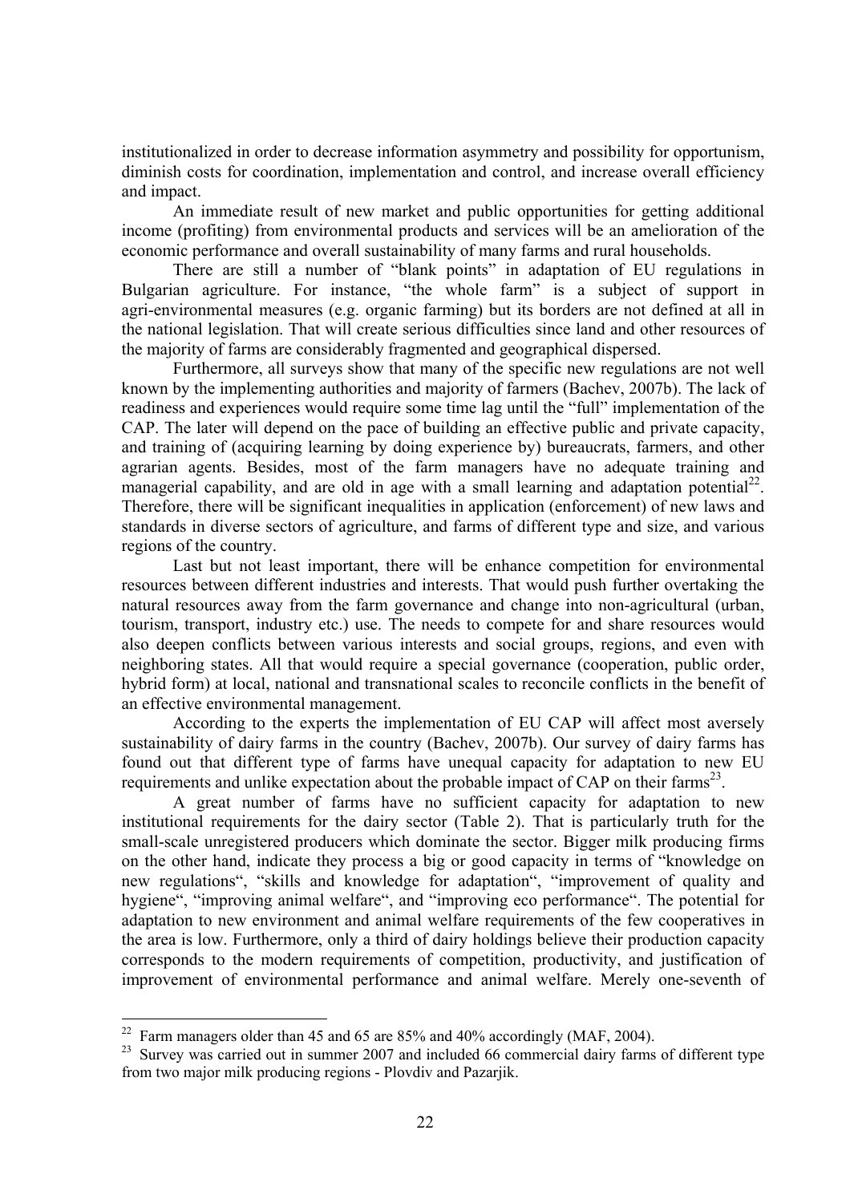institutionalized in order to decrease information asymmetry and possibility for opportunism, diminish costs for coordination, implementation and control, and increase overall efficiency and impact.

An immediate result of new market and public opportunities for getting additional income (profiting) from environmental products and services will be an amelioration of the economic performance and overall sustainability of many farms and rural households.

There are still a number of "blank points" in adaptation of EU regulations in Bulgarian agriculture. For instance, "the whole farm" is a subject of support in agri-environmental measures (e.g. organic farming) but its borders are not defined at all in the national legislation. That will create serious difficulties since land and other resources of the majority of farms are considerably fragmented and geographical dispersed.

Furthermore, all surveys show that many of the specific new regulations are not well known by the implementing authorities and majority of farmers (Bachev, 2007b). The lack of readiness and experiences would require some time lag until the "full" implementation of the CAP. The later will depend on the pace of building an effective public and private capacity, and training of (acquiring learning by doing experience by) bureaucrats, farmers, and other agrarian agents. Besides, most of the farm managers have no adequate training and managerial capability, and are old in age with a small learning and adaptation potential[22]. Therefore, there will be significant inequalities in application (enforcement) of new laws and standards in diverse sectors of agriculture, and farms of different type and size, and various regions of the country.

Last but not least important, there will be enhance competition for environmental resources between different industries and interests. That would push further overtaking the natural resources away from the farm governance and change into non-agricultural (urban, tourism, transport, industry etc.) use. The needs to compete for and share resources would also deepen conflicts between various interests and social groups, regions, and even with neighboring states. All that would require a special governance (cooperation, public order, hybrid form) at local, national and transnational scales to reconcile conflicts in the benefit of an effective environmental management.

According to the experts the implementation of EU CAP will affect most aversely sustainability of dairy farms in the country (Bachev, 2007b). Our survey of dairy farms has found out that different type of farms have unequal capacity for adaptation to new EU requirements and unlike expectation about the probable impact of CAP on their farms[23].

A great number of farms have no sufficient capacity for adaptation to new institutional requirements for the dairy sector (Table 2). That is particularly truth for the small-scale unregistered producers which dominate the sector. Bigger milk producing firms on the other hand, indicate they process a big or good capacity in terms of "knowledge on new regulations", "skills and knowledge for adaptation", "improvement of quality and hygiene", "improving animal welfare", and "improving eco performance". The potential for adaptation to new environment and animal welfare requirements of the few cooperatives in the area is low. Furthermore, only a third of dairy holdings believe their production capacity corresponds to the modern requirements of competition, productivity, and justification of improvement of environmental performance and animal welfare. Merely one-seventh of

---

[22] Farm managers older than 45 and 65 are 85% and 40% accordingly (MAF, 2004).

[23] Survey was carried out in summer 2007 and included 66 commercial dairy farms of different type from two major milk producing regions - Plovdiv and Pazarjik.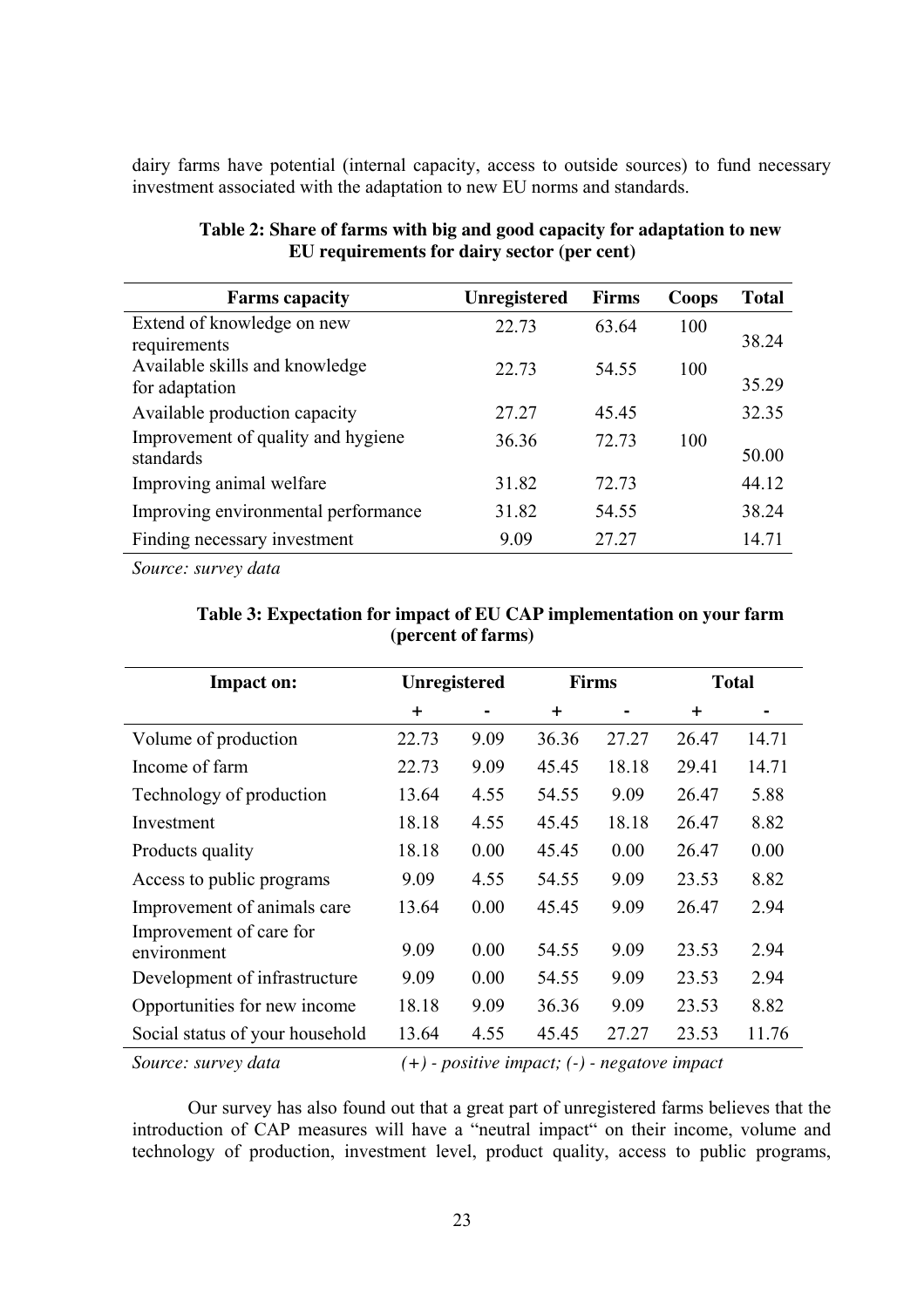dairy farms have potential (internal capacity, access to outside sources) to fund necessary investment associated with the adaptation to new EU norms and standards.

**Table 2: Share of farms with big and good capacity for adaptation to new EU requirements for dairy sector (per cent)**

| Farms capacity | Unregistered | Firms | Coops | Total |
|---|---|---|---|---|
| Extend of knowledge on new requirements | 22.73 | 63.64 | 100 | 38.24 |
| Available skills and knowledge for adaptation | 22.73 | 54.55 | 100 | 35.29 |
| Available production capacity | 27.27 | 45.45 | | 32.35 |
| Improvement of quality and hygiene standards | 36.36 | 72.73 | 100 | 50.00 |
| Improving animal welfare | 31.82 | 72.73 | | 44.12 |
| Improving environmental performance | 31.82 | 54.55 | | 38.24 |
| Finding necessary investment | 9.09 | 27.27 | | 14.71 |

*Source: survey data*

**Table 3: Expectation for impact of EU CAP implementation on your farm (percent of farms)**

| Impact on: | Unregistered | | Firms | | Total | |
|---|---|---|---|---|---|---|
| | + | - | + | - | + | - |
| Volume of production | 22.73 | 9.09 | 36.36 | 27.27 | 26.47 | 14.71 |
| Income of farm | 22.73 | 9.09 | 45.45 | 18.18 | 29.41 | 14.71 |
| Technology of production | 13.64 | 4.55 | 54.55 | 9.09 | 26.47 | 5.88 |
| Investment | 18.18 | 4.55 | 45.45 | 18.18 | 26.47 | 8.82 |
| Products quality | 18.18 | 0.00 | 45.45 | 0.00 | 26.47 | 0.00 |
| Access to public programs | 9.09 | 4.55 | 54.55 | 9.09 | 23.53 | 8.82 |
| Improvement of animals care | 13.64 | 0.00 | 45.45 | 9.09 | 26.47 | 2.94 |
| Improvement of care for environment | 9.09 | 0.00 | 54.55 | 9.09 | 23.53 | 2.94 |
| Development of infrastructure | 9.09 | 0.00 | 54.55 | 9.09 | 23.53 | 2.94 |
| Opportunities for new income | 18.18 | 9.09 | 36.36 | 9.09 | 23.53 | 8.82 |
| Social status of your household | 13.64 | 4.55 | 45.45 | 27.27 | 23.53 | 11.76 |

*Source: survey data* *(+) - positive impact; (-) - negatove impact*

Our survey has also found out that a great part of unregistered farms believes that the introduction of CAP measures will have a "neutral impact" on their income, volume and technology of production, investment level, product quality, access to public programs,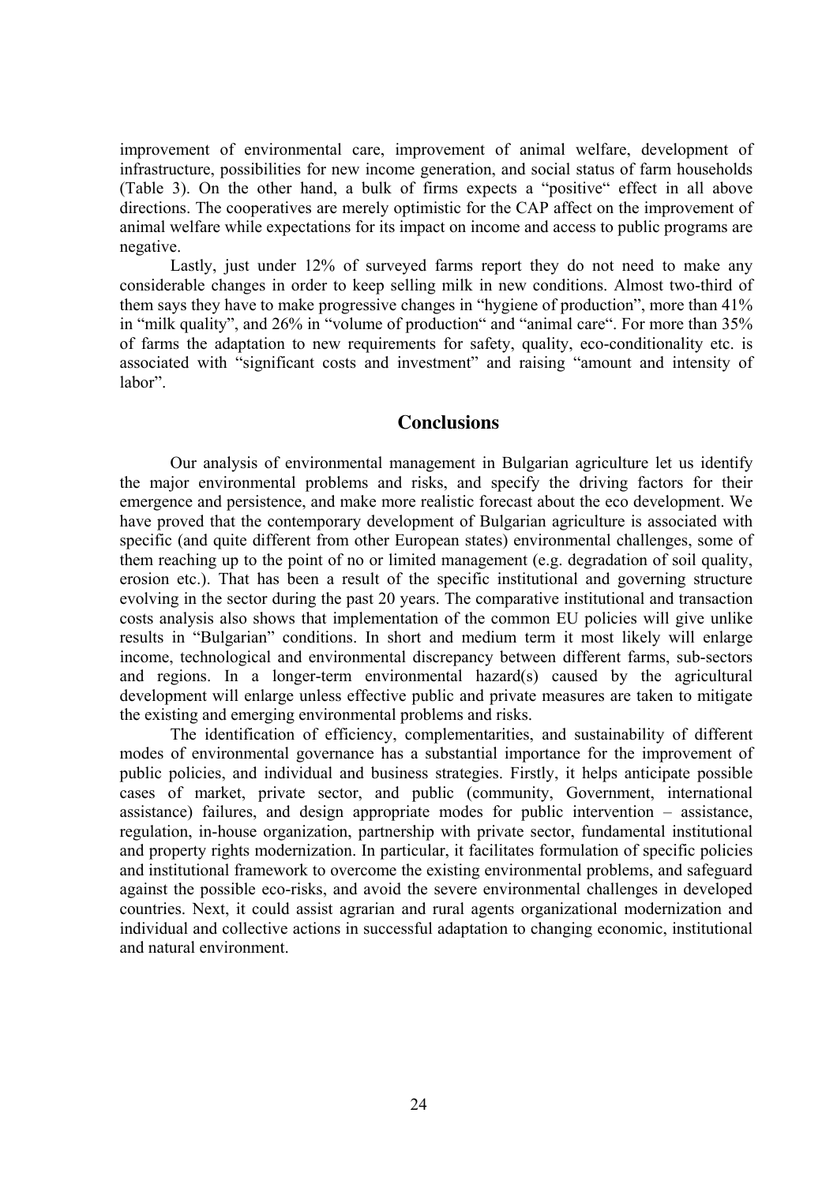improvement of environmental care, improvement of animal welfare, development of infrastructure, possibilities for new income generation, and social status of farm households (Table 3). On the other hand, a bulk of firms expects a "positive" effect in all above directions. The cooperatives are merely optimistic for the CAP affect on the improvement of animal welfare while expectations for its impact on income and access to public programs are negative.

Lastly, just under 12% of surveyed farms report they do not need to make any considerable changes in order to keep selling milk in new conditions. Almost two-third of them says they have to make progressive changes in "hygiene of production", more than 41% in "milk quality", and 26% in "volume of production" and "animal care". For more than 35% of farms the adaptation to new requirements for safety, quality, eco-conditionality etc. is associated with "significant costs and investment" and raising "amount and intensity of labor".

## Conclusions

Our analysis of environmental management in Bulgarian agriculture let us identify the major environmental problems and risks, and specify the driving factors for their emergence and persistence, and make more realistic forecast about the eco development. We have proved that the contemporary development of Bulgarian agriculture is associated with specific (and quite different from other European states) environmental challenges, some of them reaching up to the point of no or limited management (e.g. degradation of soil quality, erosion etc.). That has been a result of the specific institutional and governing structure evolving in the sector during the past 20 years. The comparative institutional and transaction costs analysis also shows that implementation of the common EU policies will give unlike results in "Bulgarian" conditions. In short and medium term it most likely will enlarge income, technological and environmental discrepancy between different farms, sub-sectors and regions. In a longer-term environmental hazard(s) caused by the agricultural development will enlarge unless effective public and private measures are taken to mitigate the existing and emerging environmental problems and risks.

The identification of efficiency, complementarities, and sustainability of different modes of environmental governance has a substantial importance for the improvement of public policies, and individual and business strategies. Firstly, it helps anticipate possible cases of market, private sector, and public (community, Government, international assistance) failures, and design appropriate modes for public intervention – assistance, regulation, in-house organization, partnership with private sector, fundamental institutional and property rights modernization. In particular, it facilitates formulation of specific policies and institutional framework to overcome the existing environmental problems, and safeguard against the possible eco-risks, and avoid the severe environmental challenges in developed countries. Next, it could assist agrarian and rural agents organizational modernization and individual and collective actions in successful adaptation to changing economic, institutional and natural environment.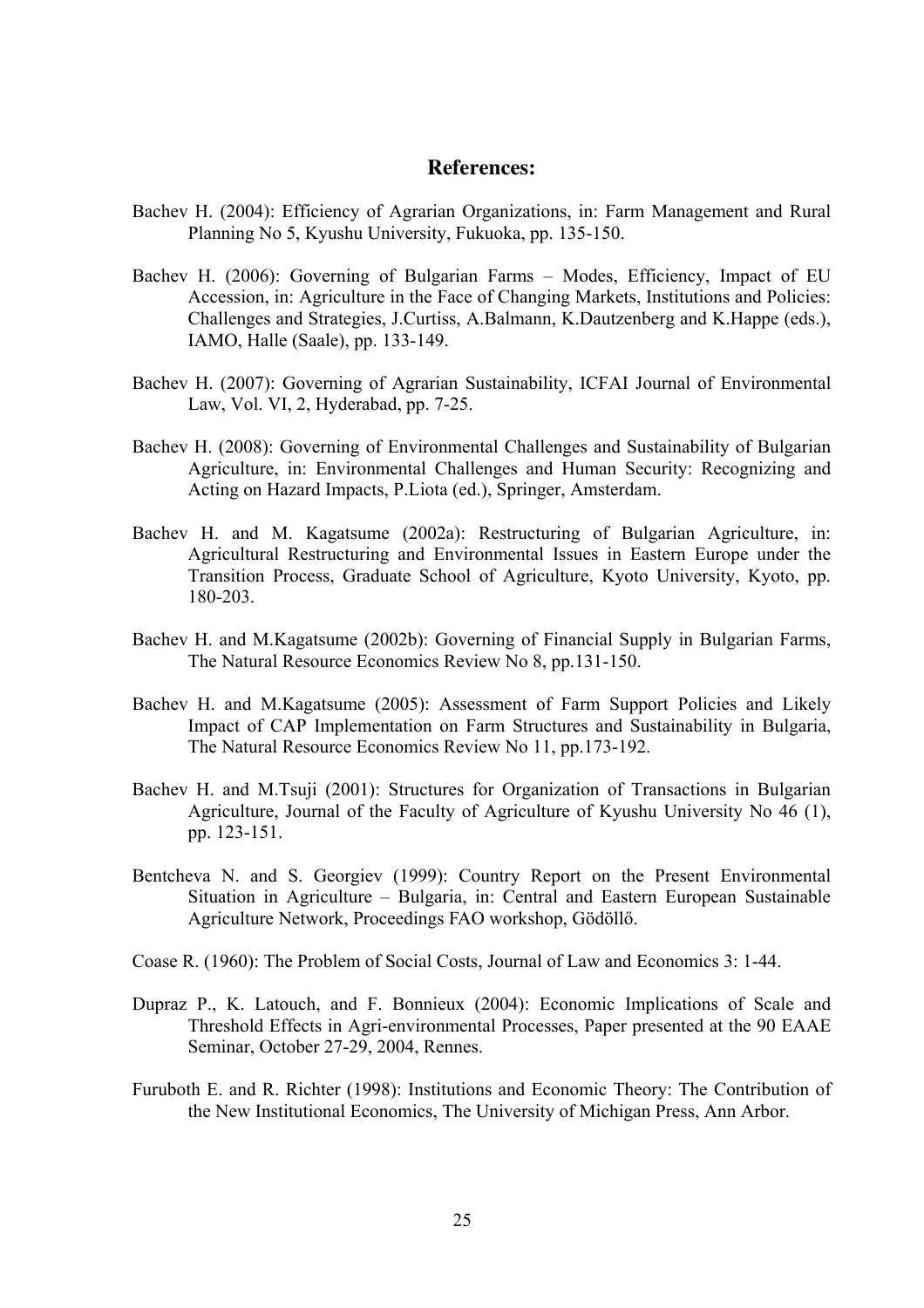# References:

Bachev H. (2004): Efficiency of Agrarian Organizations, in: Farm Management and Rural Planning No 5, Kyushu University, Fukuoka, pp. 135-150.

Bachev H. (2006): Governing of Bulgarian Farms – Modes, Efficiency, Impact of EU Accession, in: Agriculture in the Face of Changing Markets, Institutions and Policies: Challenges and Strategies, J.Curtiss, A.Balmann, K.Dautzenberg and K.Happe (eds.), IAMO, Halle (Saale), pp. 133-149.

Bachev H. (2007): Governing of Agrarian Sustainability, ICFAI Journal of Environmental Law, Vol. VI, 2, Hyderabad, pp. 7-25.

Bachev H. (2008): Governing of Environmental Challenges and Sustainability of Bulgarian Agriculture, in: Environmental Challenges and Human Security: Recognizing and Acting on Hazard Impacts, P.Liota (ed.), Springer, Amsterdam.

Bachev H. and M. Kagatsume (2002a): Restructuring of Bulgarian Agriculture, in: Agricultural Restructuring and Environmental Issues in Eastern Europe under the Transition Process, Graduate School of Agriculture, Kyoto University, Kyoto, pp. 180-203.

Bachev H. and M.Kagatsume (2002b): Governing of Financial Supply in Bulgarian Farms, The Natural Resource Economics Review No 8, pp.131-150.

Bachev H. and M.Kagatsume (2005): Assessment of Farm Support Policies and Likely Impact of CAP Implementation on Farm Structures and Sustainability in Bulgaria, The Natural Resource Economics Review No 11, pp.173-192.

Bachev H. and M.Tsuji (2001): Structures for Organization of Transactions in Bulgarian Agriculture, Journal of the Faculty of Agriculture of Kyushu University No 46 (1), pp. 123-151.

Bentcheva N. and S. Georgiev (1999): Country Report on the Present Environmental Situation in Agriculture – Bulgaria, in: Central and Eastern European Sustainable Agriculture Network, Proceedings FAO workshop, Gödöllő.

Coase R. (1960): The Problem of Social Costs, Journal of Law and Economics 3: 1-44.

Dupraz P., K. Latouch, and F. Bonnieux (2004): Economic Implications of Scale and Threshold Effects in Agri-environmental Processes, Paper presented at the 90 EAAE Seminar, October 27-29, 2004, Rennes.

Furuboth E. and R. Richter (1998): Institutions and Economic Theory: The Contribution of the New Institutional Economics, The University of Michigan Press, Ann Arbor.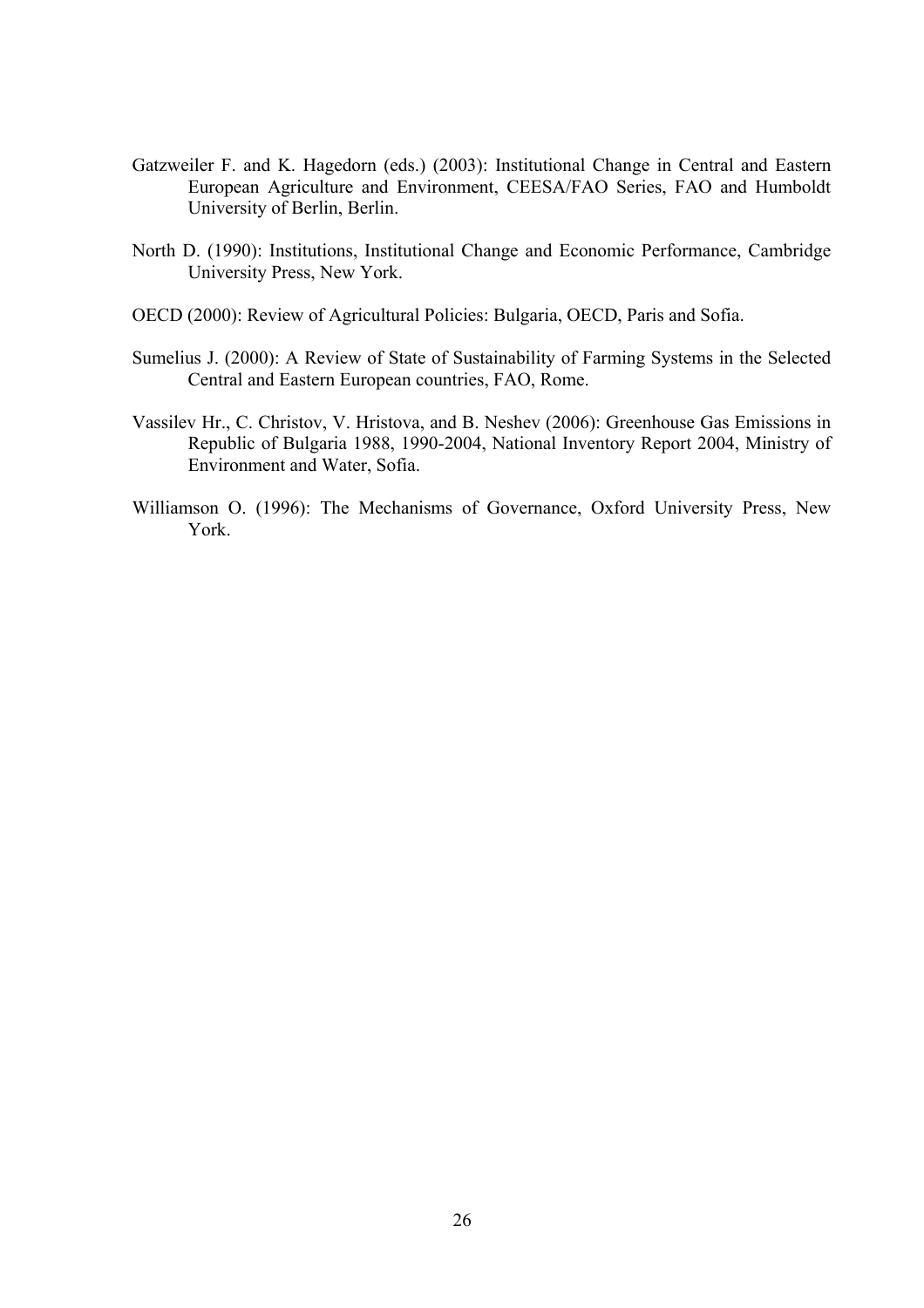Gatzweiler F. and K. Hagedorn (eds.) (2003): Institutional Change in Central and Eastern European Agriculture and Environment, CEESA/FAO Series, FAO and Humboldt University of Berlin, Berlin.

North D. (1990): Institutions, Institutional Change and Economic Performance, Cambridge University Press, New York.

OECD (2000): Review of Agricultural Policies: Bulgaria, OECD, Paris and Sofia.

Sumelius J. (2000): A Review of State of Sustainability of Farming Systems in the Selected Central and Eastern European countries, FAO, Rome.

Vassilev Hr., C. Christov, V. Hristova, and B. Neshev (2006): Greenhouse Gas Emissions in Republic of Bulgaria 1988, 1990-2004, National Inventory Report 2004, Ministry of Environment and Water, Sofia.

Williamson O. (1996): The Mechanisms of Governance, Oxford University Press, New York.